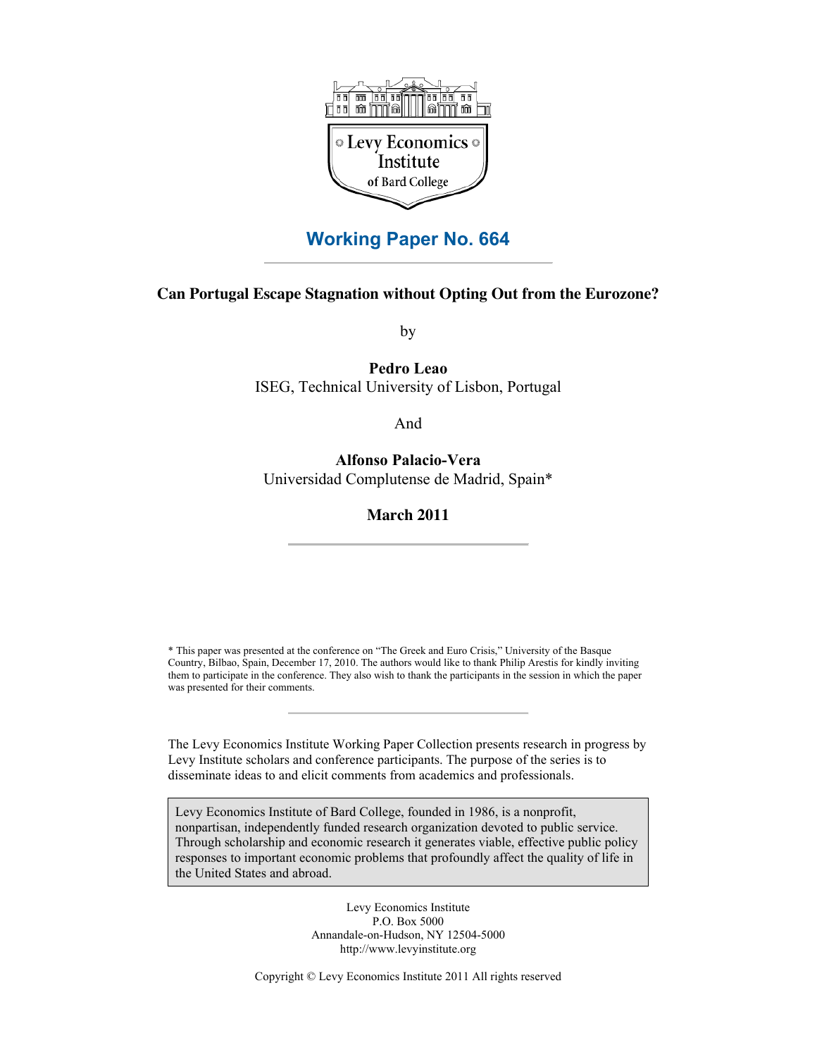Levy Economics Institute of Bard College

# Working Paper No. 664

**Can Portugal Escape Stagnation without Opting Out from the Eurozone?**

by

**Pedro Leao**
ISEG, Technical University of Lisbon, Portugal

And

**Alfonso Palacio-Vera**
Universidad Complutense de Madrid, Spain*

**March 2011**

* This paper was presented at the conference on "The Greek and Euro Crisis," University of the Basque Country, Bilbao, Spain, December 17, 2010. The authors would like to thank Philip Arestis for kindly inviting them to participate in the conference. They also wish to thank the participants in the session in which the paper was presented for their comments.

The Levy Economics Institute Working Paper Collection presents research in progress by Levy Institute scholars and conference participants. The purpose of the series is to disseminate ideas to and elicit comments from academics and professionals.

Levy Economics Institute of Bard College, founded in 1986, is a nonprofit, nonpartisan, independently funded research organization devoted to public service. Through scholarship and economic research it generates viable, effective public policy responses to important economic problems that profoundly affect the quality of life in the United States and abroad.

Levy Economics Institute
P.O. Box 5000
Annandale-on-Hudson, NY 12504-5000
http://www.levyinstitute.org

Copyright © Levy Economics Institute 2011 All rights reserved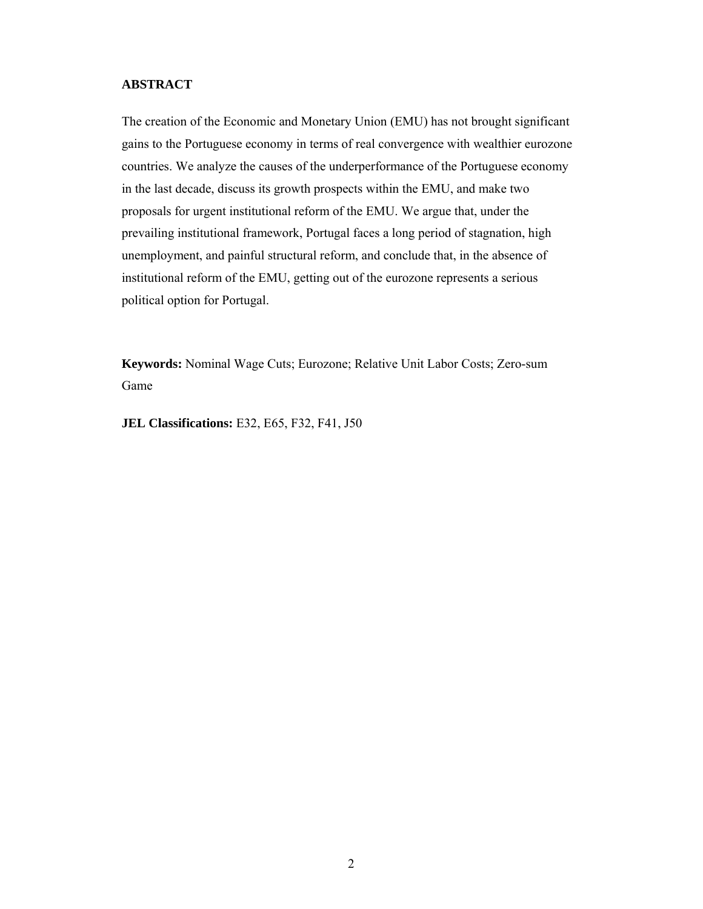## ABSTRACT

The creation of the Economic and Monetary Union (EMU) has not brought significant gains to the Portuguese economy in terms of real convergence with wealthier eurozone countries. We analyze the causes of the underperformance of the Portuguese economy in the last decade, discuss its growth prospects within the EMU, and make two proposals for urgent institutional reform of the EMU. We argue that, under the prevailing institutional framework, Portugal faces a long period of stagnation, high unemployment, and painful structural reform, and conclude that, in the absence of institutional reform of the EMU, getting out of the eurozone represents a serious political option for Portugal.

**Keywords:** Nominal Wage Cuts; Eurozone; Relative Unit Labor Costs; Zero-sum Game

**JEL Classifications:** E32, E65, F32, F41, J50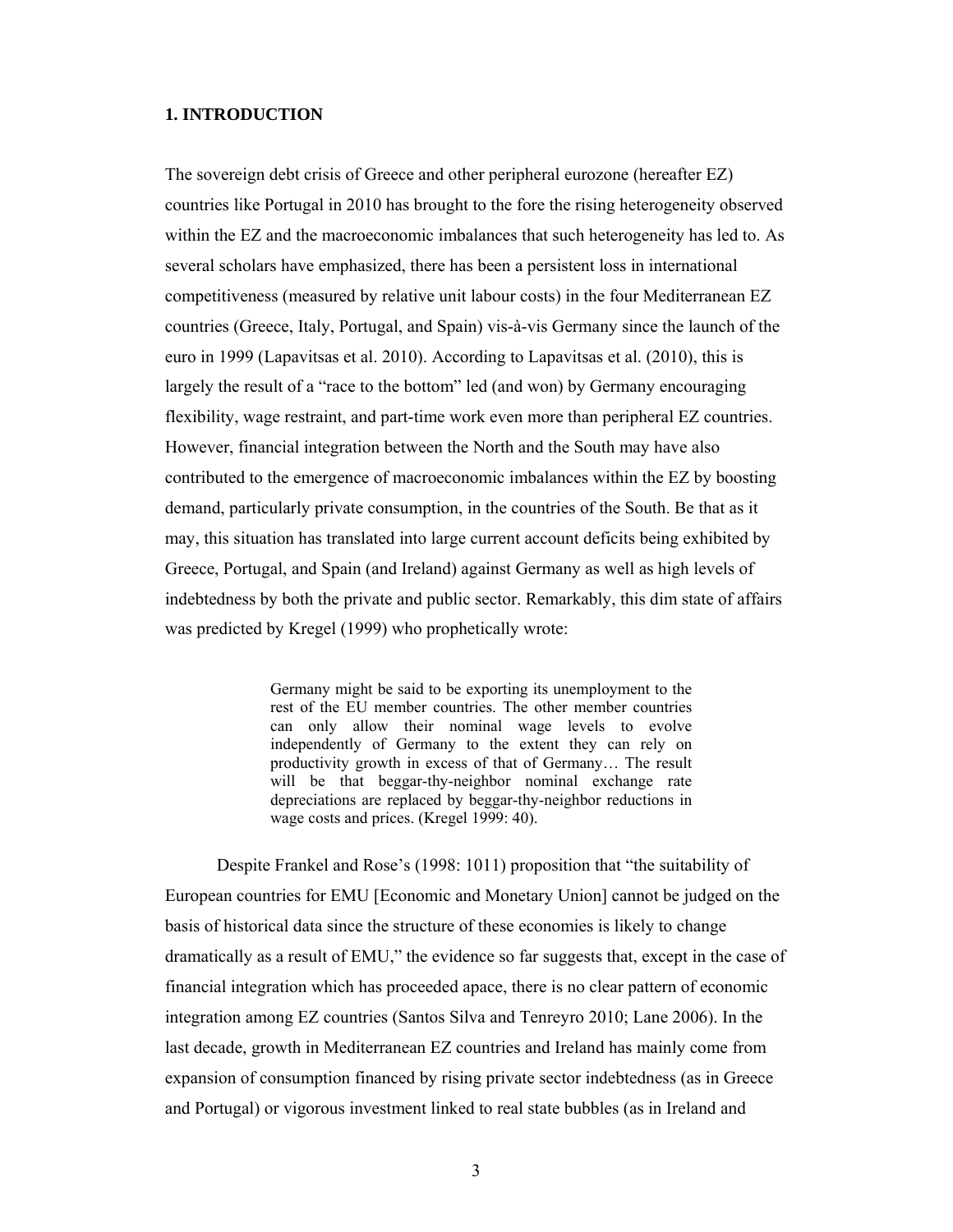## 1. INTRODUCTION

The sovereign debt crisis of Greece and other peripheral eurozone (hereafter EZ) countries like Portugal in 2010 has brought to the fore the rising heterogeneity observed within the EZ and the macroeconomic imbalances that such heterogeneity has led to. As several scholars have emphasized, there has been a persistent loss in international competitiveness (measured by relative unit labour costs) in the four Mediterranean EZ countries (Greece, Italy, Portugal, and Spain) vis-à-vis Germany since the launch of the euro in 1999 (Lapavitsas et al. 2010). According to Lapavitsas et al. (2010), this is largely the result of a "race to the bottom" led (and won) by Germany encouraging flexibility, wage restraint, and part-time work even more than peripheral EZ countries. However, financial integration between the North and the South may have also contributed to the emergence of macroeconomic imbalances within the EZ by boosting demand, particularly private consumption, in the countries of the South. Be that as it may, this situation has translated into large current account deficits being exhibited by Greece, Portugal, and Spain (and Ireland) against Germany as well as high levels of indebtedness by both the private and public sector. Remarkably, this dim state of affairs was predicted by Kregel (1999) who prophetically wrote:

> Germany might be said to be exporting its unemployment to the rest of the EU member countries. The other member countries can only allow their nominal wage levels to evolve independently of Germany to the extent they can rely on productivity growth in excess of that of Germany… The result will be that beggar-thy-neighbor nominal exchange rate depreciations are replaced by beggar-thy-neighbor reductions in wage costs and prices. (Kregel 1999: 40).

Despite Frankel and Rose's (1998: 1011) proposition that "the suitability of European countries for EMU [Economic and Monetary Union] cannot be judged on the basis of historical data since the structure of these economies is likely to change dramatically as a result of EMU," the evidence so far suggests that, except in the case of financial integration which has proceeded apace, there is no clear pattern of economic integration among EZ countries (Santos Silva and Tenreyro 2010; Lane 2006). In the last decade, growth in Mediterranean EZ countries and Ireland has mainly come from expansion of consumption financed by rising private sector indebtedness (as in Greece and Portugal) or vigorous investment linked to real state bubbles (as in Ireland and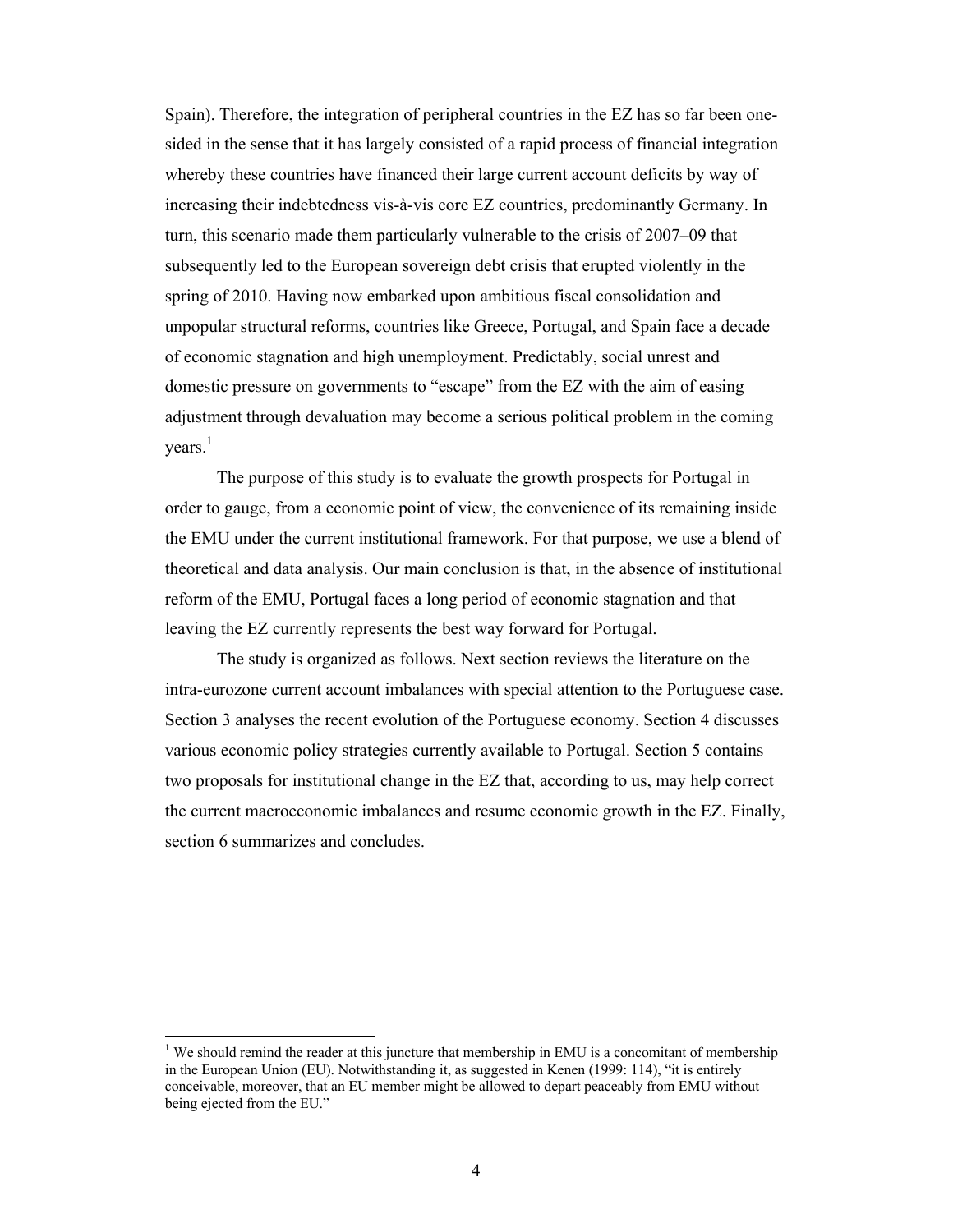Spain). Therefore, the integration of peripheral countries in the EZ has so far been one-sided in the sense that it has largely consisted of a rapid process of financial integration whereby these countries have financed their large current account deficits by way of increasing their indebtedness vis-à-vis core EZ countries, predominantly Germany. In turn, this scenario made them particularly vulnerable to the crisis of 2007–09 that subsequently led to the European sovereign debt crisis that erupted violently in the spring of 2010. Having now embarked upon ambitious fiscal consolidation and unpopular structural reforms, countries like Greece, Portugal, and Spain face a decade of economic stagnation and high unemployment. Predictably, social unrest and domestic pressure on governments to "escape" from the EZ with the aim of easing adjustment through devaluation may become a serious political problem in the coming years.[1]

The purpose of this study is to evaluate the growth prospects for Portugal in order to gauge, from a economic point of view, the convenience of its remaining inside the EMU under the current institutional framework. For that purpose, we use a blend of theoretical and data analysis. Our main conclusion is that, in the absence of institutional reform of the EMU, Portugal faces a long period of economic stagnation and that leaving the EZ currently represents the best way forward for Portugal.

The study is organized as follows. Next section reviews the literature on the intra-eurozone current account imbalances with special attention to the Portuguese case. Section 3 analyses the recent evolution of the Portuguese economy. Section 4 discusses various economic policy strategies currently available to Portugal. Section 5 contains two proposals for institutional change in the EZ that, according to us, may help correct the current macroeconomic imbalances and resume economic growth in the EZ. Finally, section 6 summarizes and concludes.

---

[1] We should remind the reader at this juncture that membership in EMU is a concomitant of membership in the European Union (EU). Notwithstanding it, as suggested in Kenen (1999: 114), "it is entirely conceivable, moreover, that an EU member might be allowed to depart peaceably from EMU without being ejected from the EU."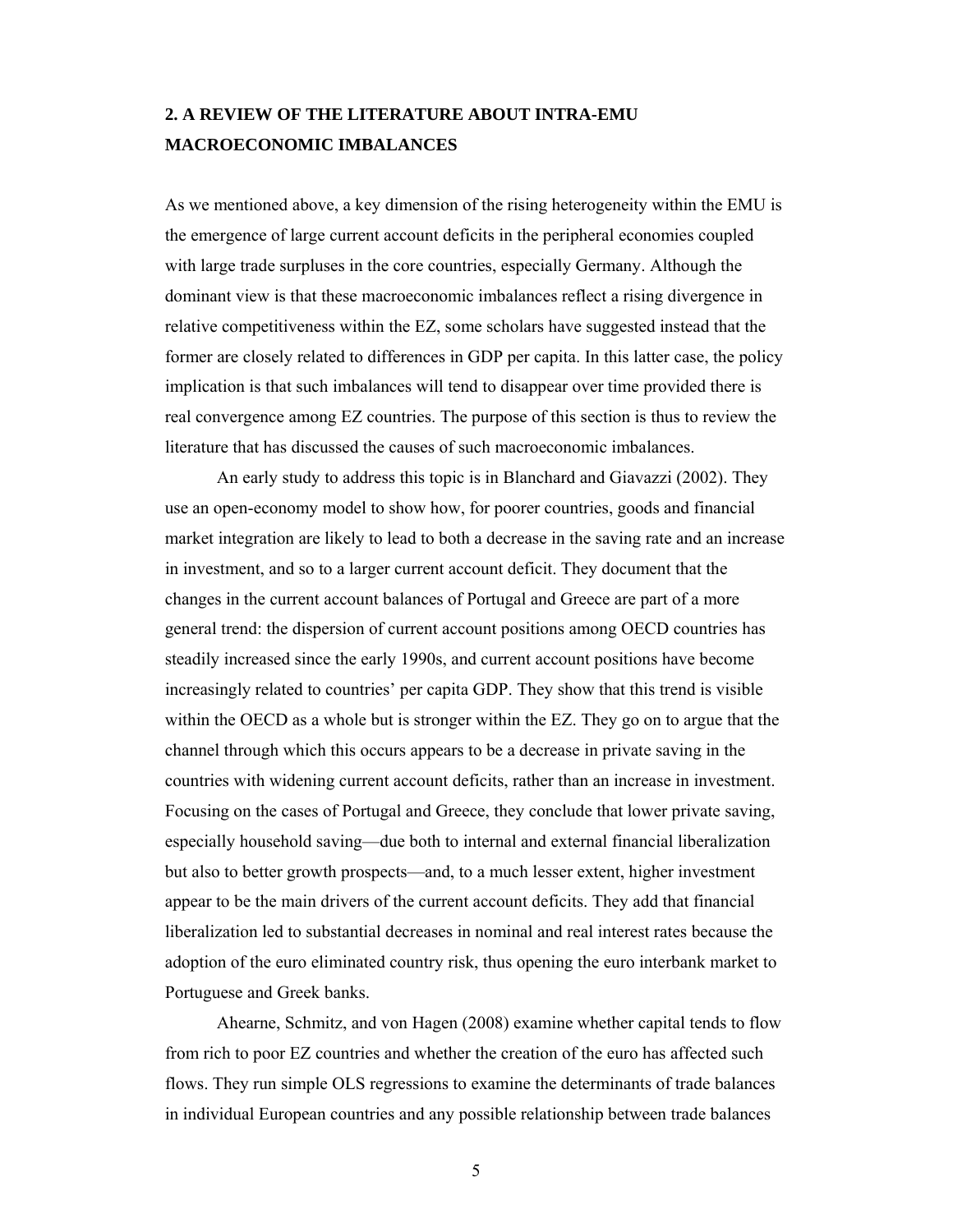## 2. A REVIEW OF THE LITERATURE ABOUT INTRA-EMU MACROECONOMIC IMBALANCES

As we mentioned above, a key dimension of the rising heterogeneity within the EMU is the emergence of large current account deficits in the peripheral economies coupled with large trade surpluses in the core countries, especially Germany. Although the dominant view is that these macroeconomic imbalances reflect a rising divergence in relative competitiveness within the EZ, some scholars have suggested instead that the former are closely related to differences in GDP per capita. In this latter case, the policy implication is that such imbalances will tend to disappear over time provided there is real convergence among EZ countries. The purpose of this section is thus to review the literature that has discussed the causes of such macroeconomic imbalances.

An early study to address this topic is in Blanchard and Giavazzi (2002). They use an open-economy model to show how, for poorer countries, goods and financial market integration are likely to lead to both a decrease in the saving rate and an increase in investment, and so to a larger current account deficit. They document that the changes in the current account balances of Portugal and Greece are part of a more general trend: the dispersion of current account positions among OECD countries has steadily increased since the early 1990s, and current account positions have become increasingly related to countries' per capita GDP. They show that this trend is visible within the OECD as a whole but is stronger within the EZ. They go on to argue that the channel through which this occurs appears to be a decrease in private saving in the countries with widening current account deficits, rather than an increase in investment. Focusing on the cases of Portugal and Greece, they conclude that lower private saving, especially household saving—due both to internal and external financial liberalization but also to better growth prospects—and, to a much lesser extent, higher investment appear to be the main drivers of the current account deficits. They add that financial liberalization led to substantial decreases in nominal and real interest rates because the adoption of the euro eliminated country risk, thus opening the euro interbank market to Portuguese and Greek banks.

Ahearne, Schmitz, and von Hagen (2008) examine whether capital tends to flow from rich to poor EZ countries and whether the creation of the euro has affected such flows. They run simple OLS regressions to examine the determinants of trade balances in individual European countries and any possible relationship between trade balances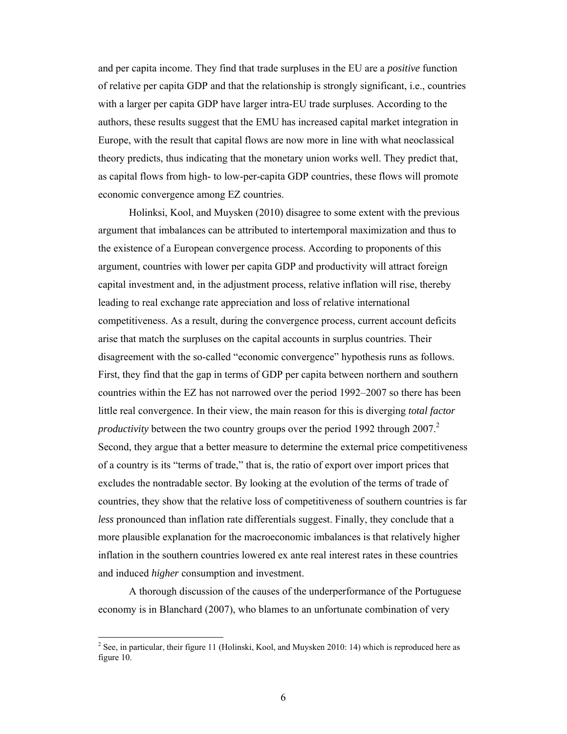and per capita income. They find that trade surpluses in the EU are a *positive* function of relative per capita GDP and that the relationship is strongly significant, i.e., countries with a larger per capita GDP have larger intra-EU trade surpluses. According to the authors, these results suggest that the EMU has increased capital market integration in Europe, with the result that capital flows are now more in line with what neoclassical theory predicts, thus indicating that the monetary union works well. They predict that, as capital flows from high- to low-per-capita GDP countries, these flows will promote economic convergence among EZ countries.

Holinksi, Kool, and Muysken (2010) disagree to some extent with the previous argument that imbalances can be attributed to intertemporal maximization and thus to the existence of a European convergence process. According to proponents of this argument, countries with lower per capita GDP and productivity will attract foreign capital investment and, in the adjustment process, relative inflation will rise, thereby leading to real exchange rate appreciation and loss of relative international competitiveness. As a result, during the convergence process, current account deficits arise that match the surpluses on the capital accounts in surplus countries. Their disagreement with the so-called "economic convergence" hypothesis runs as follows. First, they find that the gap in terms of GDP per capita between northern and southern countries within the EZ has not narrowed over the period 1992–2007 so there has been little real convergence. In their view, the main reason for this is diverging *total factor productivity* between the two country groups over the period 1992 through 2007.[2] Second, they argue that a better measure to determine the external price competitiveness of a country is its "terms of trade," that is, the ratio of export over import prices that excludes the nontradable sector. By looking at the evolution of the terms of trade of countries, they show that the relative loss of competitiveness of southern countries is far *less* pronounced than inflation rate differentials suggest. Finally, they conclude that a more plausible explanation for the macroeconomic imbalances is that relatively higher inflation in the southern countries lowered ex ante real interest rates in these countries and induced *higher* consumption and investment.

A thorough discussion of the causes of the underperformance of the Portuguese economy is in Blanchard (2007), who blames to an unfortunate combination of very

[2] See, in particular, their figure 11 (Holinski, Kool, and Muysken 2010: 14) which is reproduced here as figure 10.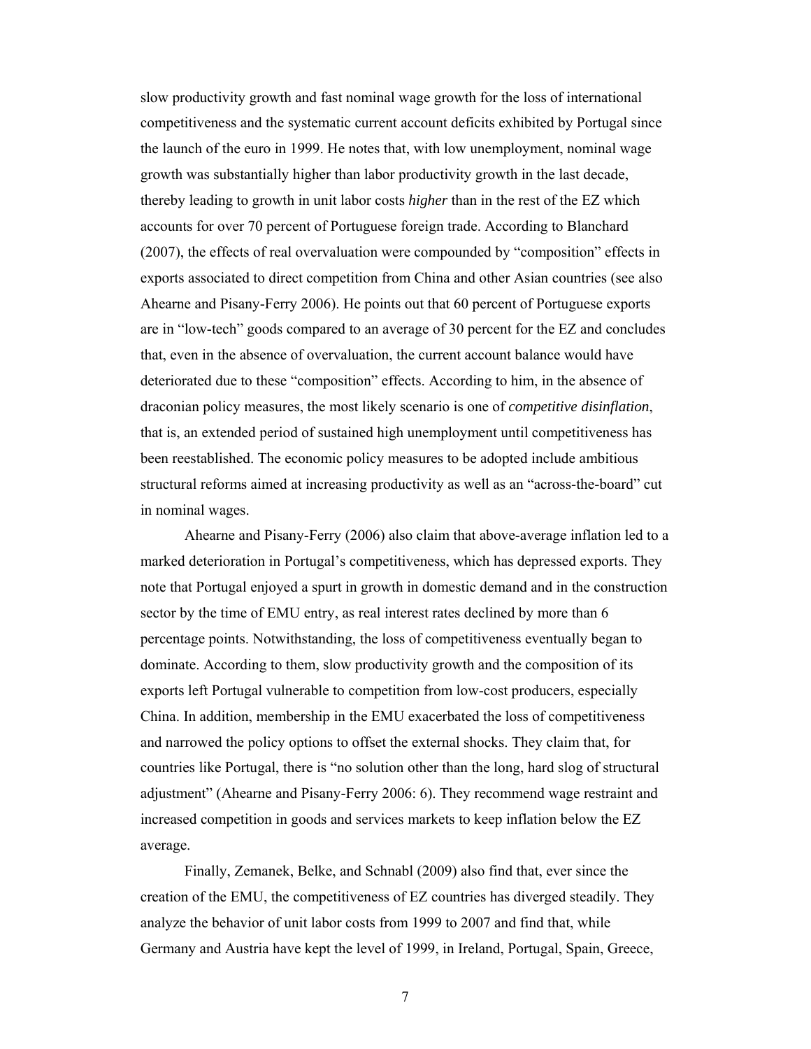slow productivity growth and fast nominal wage growth for the loss of international competitiveness and the systematic current account deficits exhibited by Portugal since the launch of the euro in 1999. He notes that, with low unemployment, nominal wage growth was substantially higher than labor productivity growth in the last decade, thereby leading to growth in unit labor costs *higher* than in the rest of the EZ which accounts for over 70 percent of Portuguese foreign trade. According to Blanchard (2007), the effects of real overvaluation were compounded by "composition" effects in exports associated to direct competition from China and other Asian countries (see also Ahearne and Pisany-Ferry 2006). He points out that 60 percent of Portuguese exports are in "low-tech" goods compared to an average of 30 percent for the EZ and concludes that, even in the absence of overvaluation, the current account balance would have deteriorated due to these "composition" effects. According to him, in the absence of draconian policy measures, the most likely scenario is one of *competitive disinflation*, that is, an extended period of sustained high unemployment until competitiveness has been reestablished. The economic policy measures to be adopted include ambitious structural reforms aimed at increasing productivity as well as an "across-the-board" cut in nominal wages.

Ahearne and Pisany-Ferry (2006) also claim that above-average inflation led to a marked deterioration in Portugal's competitiveness, which has depressed exports. They note that Portugal enjoyed a spurt in growth in domestic demand and in the construction sector by the time of EMU entry, as real interest rates declined by more than 6 percentage points. Notwithstanding, the loss of competitiveness eventually began to dominate. According to them, slow productivity growth and the composition of its exports left Portugal vulnerable to competition from low-cost producers, especially China. In addition, membership in the EMU exacerbated the loss of competitiveness and narrowed the policy options to offset the external shocks. They claim that, for countries like Portugal, there is "no solution other than the long, hard slog of structural adjustment" (Ahearne and Pisany-Ferry 2006: 6). They recommend wage restraint and increased competition in goods and services markets to keep inflation below the EZ average.

Finally, Zemanek, Belke, and Schnabl (2009) also find that, ever since the creation of the EMU, the competitiveness of EZ countries has diverged steadily. They analyze the behavior of unit labor costs from 1999 to 2007 and find that, while Germany and Austria have kept the level of 1999, in Ireland, Portugal, Spain, Greece,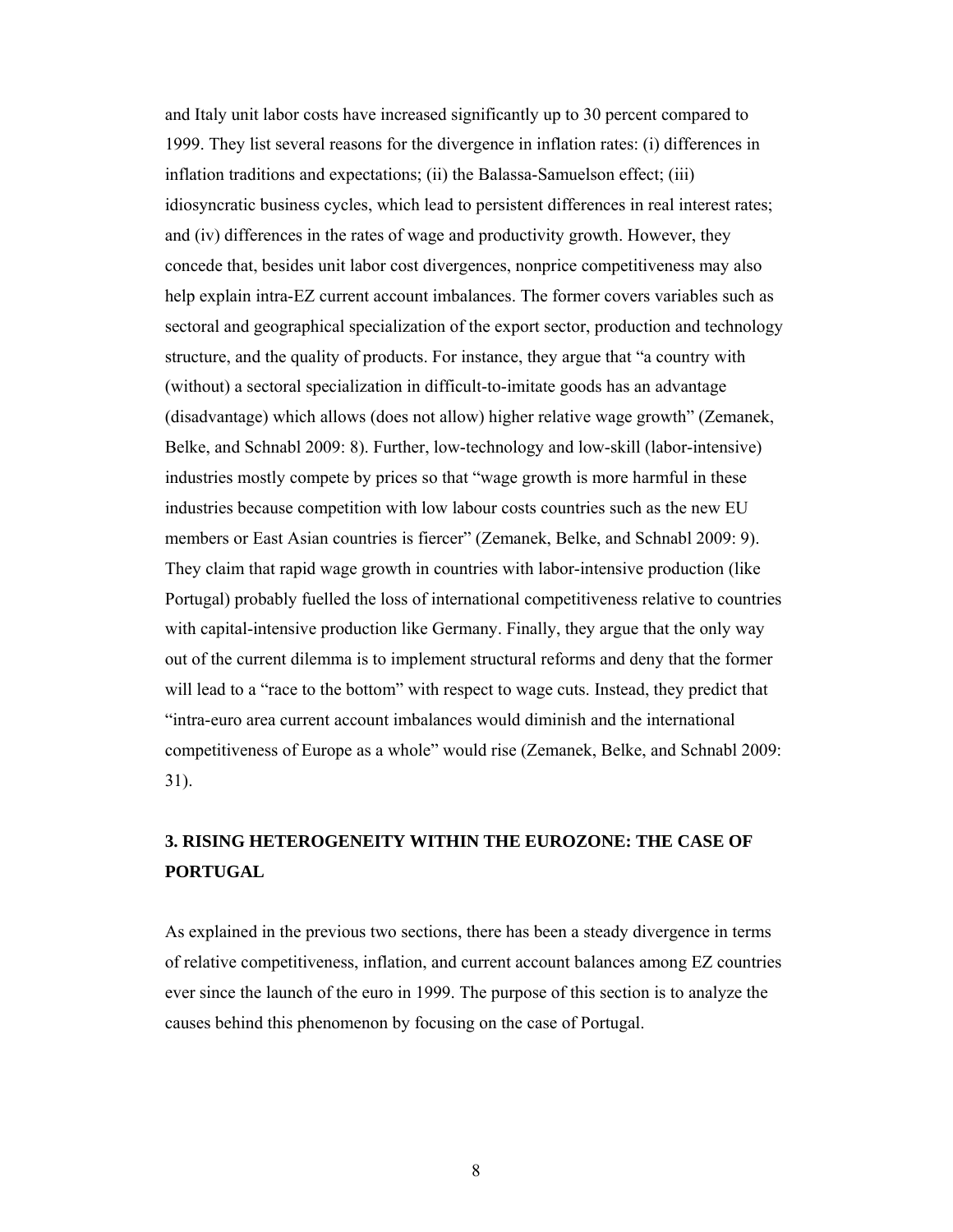and Italy unit labor costs have increased significantly up to 30 percent compared to 1999. They list several reasons for the divergence in inflation rates: (i) differences in inflation traditions and expectations; (ii) the Balassa-Samuelson effect; (iii) idiosyncratic business cycles, which lead to persistent differences in real interest rates; and (iv) differences in the rates of wage and productivity growth. However, they concede that, besides unit labor cost divergences, nonprice competitiveness may also help explain intra-EZ current account imbalances. The former covers variables such as sectoral and geographical specialization of the export sector, production and technology structure, and the quality of products. For instance, they argue that "a country with (without) a sectoral specialization in difficult-to-imitate goods has an advantage (disadvantage) which allows (does not allow) higher relative wage growth" (Zemanek, Belke, and Schnabl 2009: 8). Further, low-technology and low-skill (labor-intensive) industries mostly compete by prices so that "wage growth is more harmful in these industries because competition with low labour costs countries such as the new EU members or East Asian countries is fiercer" (Zemanek, Belke, and Schnabl 2009: 9). They claim that rapid wage growth in countries with labor-intensive production (like Portugal) probably fuelled the loss of international competitiveness relative to countries with capital-intensive production like Germany. Finally, they argue that the only way out of the current dilemma is to implement structural reforms and deny that the former will lead to a "race to the bottom" with respect to wage cuts. Instead, they predict that "intra-euro area current account imbalances would diminish and the international competitiveness of Europe as a whole" would rise (Zemanek, Belke, and Schnabl 2009: 31).

## 3. RISING HETEROGENEITY WITHIN THE EUROZONE: THE CASE OF PORTUGAL

As explained in the previous two sections, there has been a steady divergence in terms of relative competitiveness, inflation, and current account balances among EZ countries ever since the launch of the euro in 1999. The purpose of this section is to analyze the causes behind this phenomenon by focusing on the case of Portugal.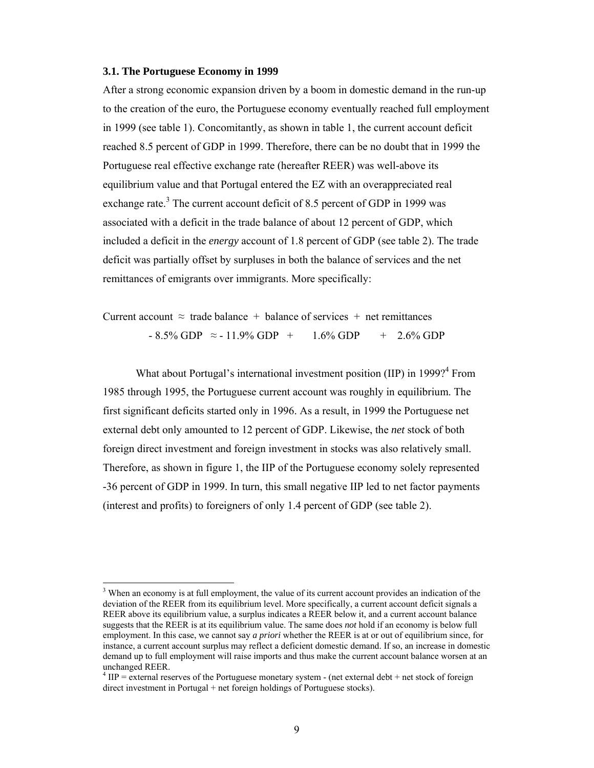### 3.1. The Portuguese Economy in 1999

After a strong economic expansion driven by a boom in domestic demand in the run-up to the creation of the euro, the Portuguese economy eventually reached full employment in 1999 (see table 1). Concomitantly, as shown in table 1, the current account deficit reached 8.5 percent of GDP in 1999. Therefore, there can be no doubt that in 1999 the Portuguese real effective exchange rate (hereafter REER) was well-above its equilibrium value and that Portugal entered the EZ with an overappreciated real exchange rate.[3] The current account deficit of 8.5 percent of GDP in 1999 was associated with a deficit in the trade balance of about 12 percent of GDP, which included a deficit in the *energy* account of 1.8 percent of GDP (see table 2). The trade deficit was partially offset by surpluses in both the balance of services and the net remittances of emigrants over immigrants. More specifically:

$$\text{Current account} \approx \text{trade balance} + \text{balance of services} + \text{net remittances}$$
$$-8.5\%\ \text{GDP} \approx -11.9\%\ \text{GDP} + 1.6\%\ \text{GDP} + 2.6\%\ \text{GDP}$$

What about Portugal's international investment position (IIP) in 1999?[4] From 1985 through 1995, the Portuguese current account was roughly in equilibrium. The first significant deficits started only in 1996. As a result, in 1999 the Portuguese net external debt only amounted to 12 percent of GDP. Likewise, the *net* stock of both foreign direct investment and foreign investment in stocks was also relatively small. Therefore, as shown in figure 1, the IIP of the Portuguese economy solely represented -36 percent of GDP in 1999. In turn, this small negative IIP led to net factor payments (interest and profits) to foreigners of only 1.4 percent of GDP (see table 2).

---

[3] When an economy is at full employment, the value of its current account provides an indication of the deviation of the REER from its equilibrium level. More specifically, a current account deficit signals a REER above its equilibrium value, a surplus indicates a REER below it, and a current account balance suggests that the REER is at its equilibrium value. The same does *not* hold if an economy is below full employment. In this case, we cannot say *a priori* whether the REER is at or out of equilibrium since, for instance, a current account surplus may reflect a deficient domestic demand. If so, an increase in domestic demand up to full employment will raise imports and thus make the current account balance worsen at an unchanged REER.

[4] IIP = external reserves of the Portuguese monetary system - (net external debt + net stock of foreign direct investment in Portugal + net foreign holdings of Portuguese stocks).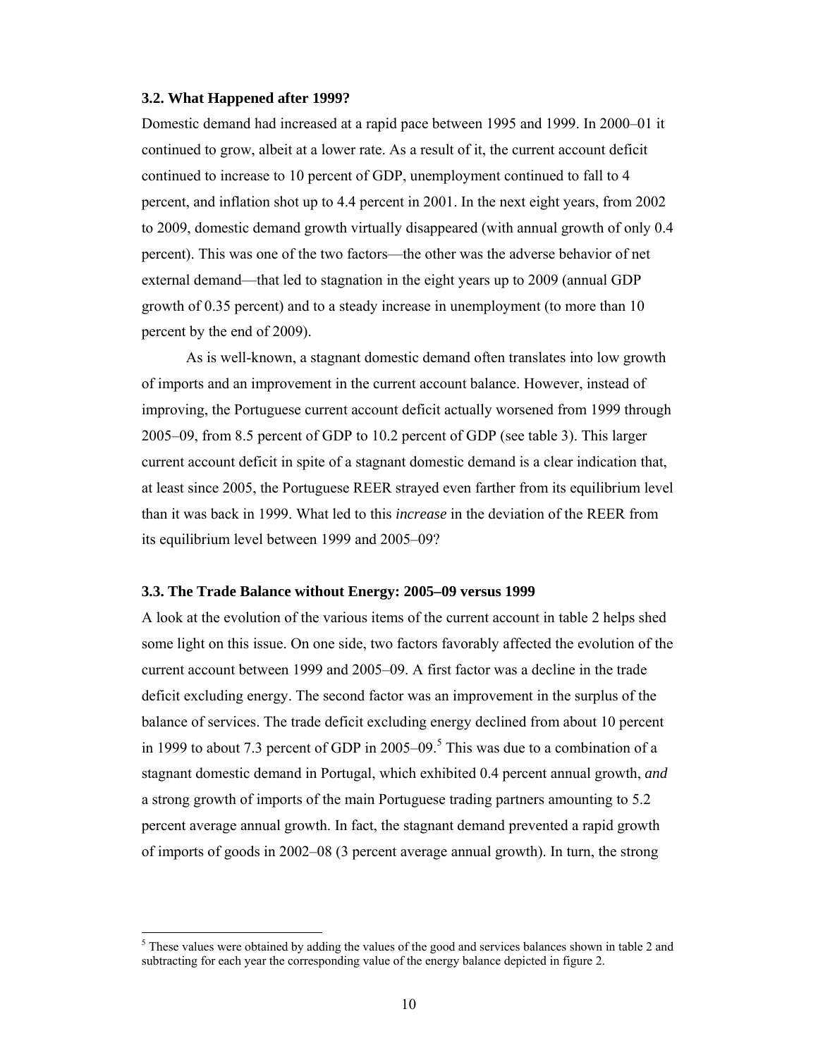### 3.2. What Happened after 1999?

Domestic demand had increased at a rapid pace between 1995 and 1999. In 2000–01 it continued to grow, albeit at a lower rate. As a result of it, the current account deficit continued to increase to 10 percent of GDP, unemployment continued to fall to 4 percent, and inflation shot up to 4.4 percent in 2001. In the next eight years, from 2002 to 2009, domestic demand growth virtually disappeared (with annual growth of only 0.4 percent). This was one of the two factors—the other was the adverse behavior of net external demand—that led to stagnation in the eight years up to 2009 (annual GDP growth of 0.35 percent) and to a steady increase in unemployment (to more than 10 percent by the end of 2009).

As is well-known, a stagnant domestic demand often translates into low growth of imports and an improvement in the current account balance. However, instead of improving, the Portuguese current account deficit actually worsened from 1999 through 2005–09, from 8.5 percent of GDP to 10.2 percent of GDP (see table 3). This larger current account deficit in spite of a stagnant domestic demand is a clear indication that, at least since 2005, the Portuguese REER strayed even farther from its equilibrium level than it was back in 1999. What led to this *increase* in the deviation of the REER from its equilibrium level between 1999 and 2005–09?

### 3.3. The Trade Balance without Energy: 2005–09 versus 1999

A look at the evolution of the various items of the current account in table 2 helps shed some light on this issue. On one side, two factors favorably affected the evolution of the current account between 1999 and 2005–09. A first factor was a decline in the trade deficit excluding energy. The second factor was an improvement in the surplus of the balance of services. The trade deficit excluding energy declined from about 10 percent in 1999 to about 7.3 percent of GDP in 2005–09.[5] This was due to a combination of a stagnant domestic demand in Portugal, which exhibited 0.4 percent annual growth, *and* a strong growth of imports of the main Portuguese trading partners amounting to 5.2 percent average annual growth. In fact, the stagnant demand prevented a rapid growth of imports of goods in 2002–08 (3 percent average annual growth). In turn, the strong

[5] These values were obtained by adding the values of the good and services balances shown in table 2 and subtracting for each year the corresponding value of the energy balance depicted in figure 2.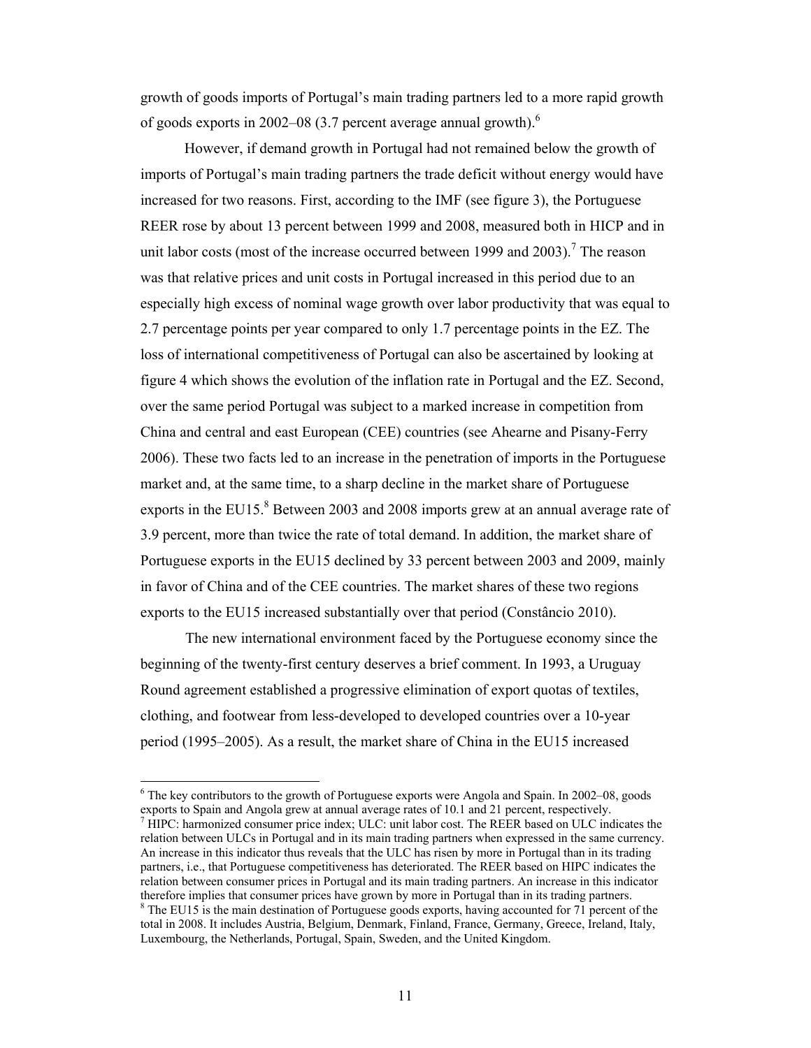growth of goods imports of Portugal's main trading partners led to a more rapid growth of goods exports in 2002–08 (3.7 percent average annual growth).[6]

However, if demand growth in Portugal had not remained below the growth of imports of Portugal's main trading partners the trade deficit without energy would have increased for two reasons. First, according to the IMF (see figure 3), the Portuguese REER rose by about 13 percent between 1999 and 2008, measured both in HICP and in unit labor costs (most of the increase occurred between 1999 and 2003).[7] The reason was that relative prices and unit costs in Portugal increased in this period due to an especially high excess of nominal wage growth over labor productivity that was equal to 2.7 percentage points per year compared to only 1.7 percentage points in the EZ. The loss of international competitiveness of Portugal can also be ascertained by looking at figure 4 which shows the evolution of the inflation rate in Portugal and the EZ. Second, over the same period Portugal was subject to a marked increase in competition from China and central and east European (CEE) countries (see Ahearne and Pisany-Ferry 2006). These two facts led to an increase in the penetration of imports in the Portuguese market and, at the same time, to a sharp decline in the market share of Portuguese exports in the EU15.[8] Between 2003 and 2008 imports grew at an annual average rate of 3.9 percent, more than twice the rate of total demand. In addition, the market share of Portuguese exports in the EU15 declined by 33 percent between 2003 and 2009, mainly in favor of China and of the CEE countries. The market shares of these two regions exports to the EU15 increased substantially over that period (Constâncio 2010).

The new international environment faced by the Portuguese economy since the beginning of the twenty-first century deserves a brief comment. In 1993, a Uruguay Round agreement established a progressive elimination of export quotas of textiles, clothing, and footwear from less-developed to developed countries over a 10-year period (1995–2005). As a result, the market share of China in the EU15 increased

---

[6] The key contributors to the growth of Portuguese exports were Angola and Spain. In 2002–08, goods exports to Spain and Angola grew at annual average rates of 10.1 and 21 percent, respectively.

[7] HIPC: harmonized consumer price index; ULC: unit labor cost. The REER based on ULC indicates the relation between ULCs in Portugal and in its main trading partners when expressed in the same currency. An increase in this indicator thus reveals that the ULC has risen by more in Portugal than in its trading partners, i.e., that Portuguese competitiveness has deteriorated. The REER based on HIPC indicates the relation between consumer prices in Portugal and its main trading partners. An increase in this indicator therefore implies that consumer prices have grown by more in Portugal than in its trading partners.

[8] The EU15 is the main destination of Portuguese goods exports, having accounted for 71 percent of the total in 2008. It includes Austria, Belgium, Denmark, Finland, France, Germany, Greece, Ireland, Italy, Luxembourg, the Netherlands, Portugal, Spain, Sweden, and the United Kingdom.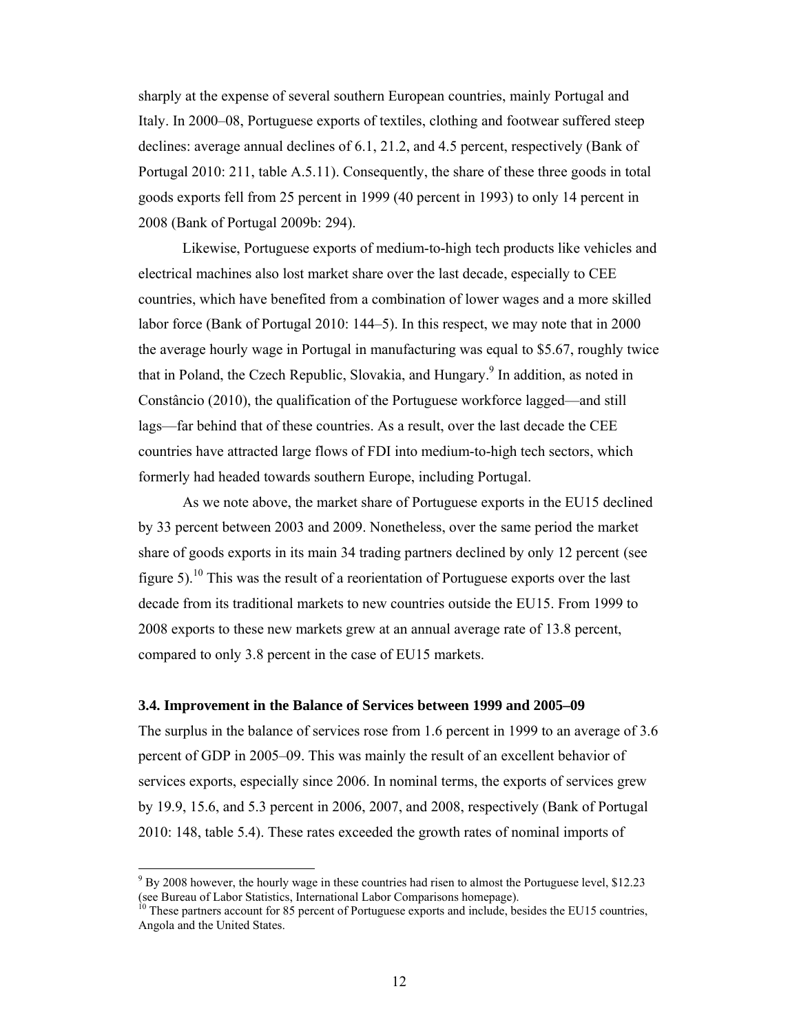sharply at the expense of several southern European countries, mainly Portugal and Italy. In 2000–08, Portuguese exports of textiles, clothing and footwear suffered steep declines: average annual declines of 6.1, 21.2, and 4.5 percent, respectively (Bank of Portugal 2010: 211, table A.5.11). Consequently, the share of these three goods in total goods exports fell from 25 percent in 1999 (40 percent in 1993) to only 14 percent in 2008 (Bank of Portugal 2009b: 294).

Likewise, Portuguese exports of medium-to-high tech products like vehicles and electrical machines also lost market share over the last decade, especially to CEE countries, which have benefited from a combination of lower wages and a more skilled labor force (Bank of Portugal 2010: 144–5). In this respect, we may note that in 2000 the average hourly wage in Portugal in manufacturing was equal to $5.67, roughly twice that in Poland, the Czech Republic, Slovakia, and Hungary.[9] In addition, as noted in Constâncio (2010), the qualification of the Portuguese workforce lagged—and still lags—far behind that of these countries. As a result, over the last decade the CEE countries have attracted large flows of FDI into medium-to-high tech sectors, which formerly had headed towards southern Europe, including Portugal.

As we note above, the market share of Portuguese exports in the EU15 declined by 33 percent between 2003 and 2009. Nonetheless, over the same period the market share of goods exports in its main 34 trading partners declined by only 12 percent (see figure 5).[10] This was the result of a reorientation of Portuguese exports over the last decade from its traditional markets to new countries outside the EU15. From 1999 to 2008 exports to these new markets grew at an annual average rate of 13.8 percent, compared to only 3.8 percent in the case of EU15 markets.

### 3.4. Improvement in the Balance of Services between 1999 and 2005–09

The surplus in the balance of services rose from 1.6 percent in 1999 to an average of 3.6 percent of GDP in 2005–09. This was mainly the result of an excellent behavior of services exports, especially since 2006. In nominal terms, the exports of services grew by 19.9, 15.6, and 5.3 percent in 2006, 2007, and 2008, respectively (Bank of Portugal 2010: 148, table 5.4). These rates exceeded the growth rates of nominal imports of

---

[9] By 2008 however, the hourly wage in these countries had risen to almost the Portuguese level, $12.23 (see Bureau of Labor Statistics, International Labor Comparisons homepage).

[10] These partners account for 85 percent of Portuguese exports and include, besides the EU15 countries, Angola and the United States.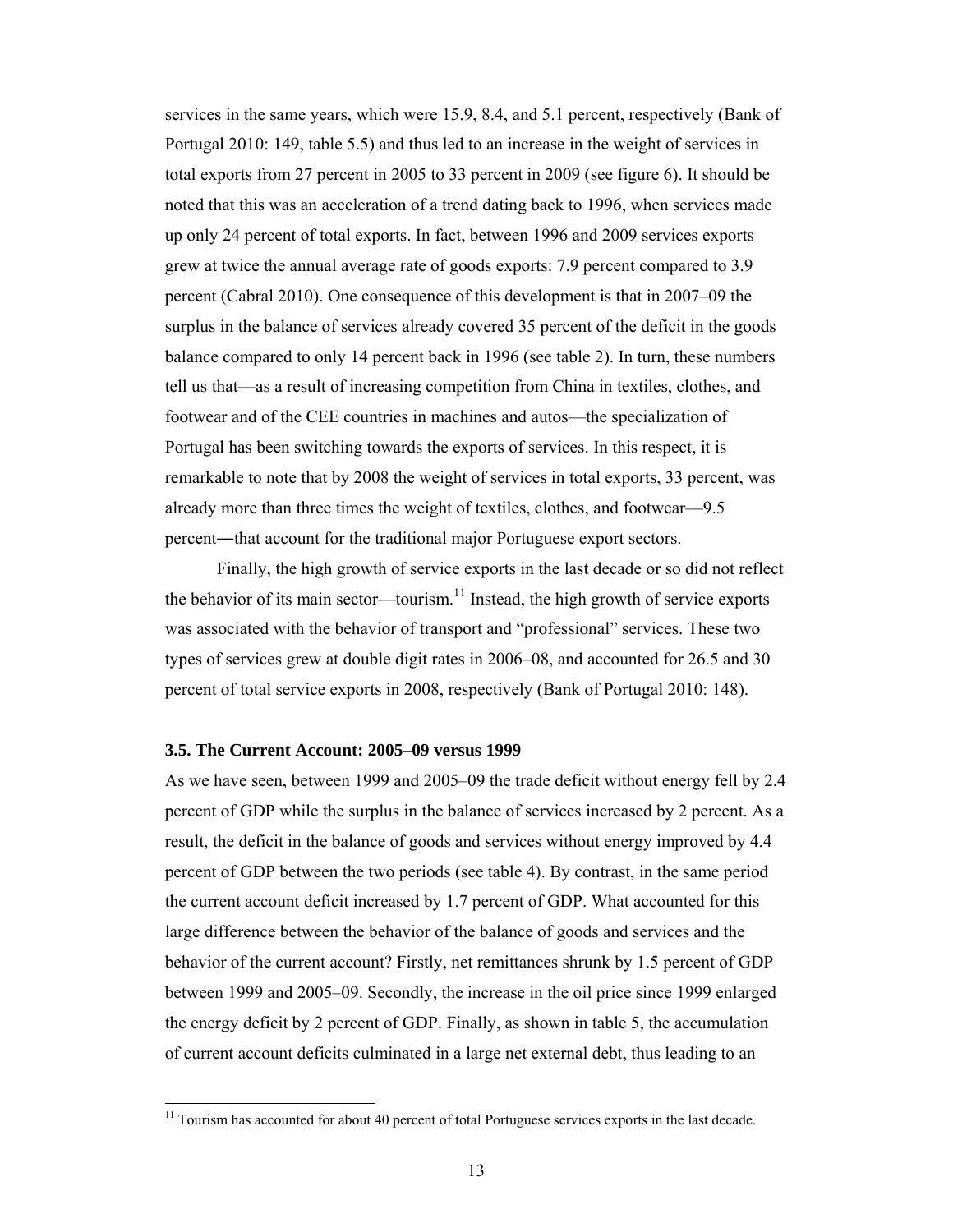services in the same years, which were 15.9, 8.4, and 5.1 percent, respectively (Bank of Portugal 2010: 149, table 5.5) and thus led to an increase in the weight of services in total exports from 27 percent in 2005 to 33 percent in 2009 (see figure 6). It should be noted that this was an acceleration of a trend dating back to 1996, when services made up only 24 percent of total exports. In fact, between 1996 and 2009 services exports grew at twice the annual average rate of goods exports: 7.9 percent compared to 3.9 percent (Cabral 2010). One consequence of this development is that in 2007–09 the surplus in the balance of services already covered 35 percent of the deficit in the goods balance compared to only 14 percent back in 1996 (see table 2). In turn, these numbers tell us that—as a result of increasing competition from China in textiles, clothes, and footwear and of the CEE countries in machines and autos—the specialization of Portugal has been switching towards the exports of services. In this respect, it is remarkable to note that by 2008 the weight of services in total exports, 33 percent, was already more than three times the weight of textiles, clothes, and footwear—9.5 percent—that account for the traditional major Portuguese export sectors.

Finally, the high growth of service exports in the last decade or so did not reflect the behavior of its main sector—tourism.[11] Instead, the high growth of service exports was associated with the behavior of transport and "professional" services. These two types of services grew at double digit rates in 2006–08, and accounted for 26.5 and 30 percent of total service exports in 2008, respectively (Bank of Portugal 2010: 148).

### 3.5. The Current Account: 2005–09 versus 1999

As we have seen, between 1999 and 2005–09 the trade deficit without energy fell by 2.4 percent of GDP while the surplus in the balance of services increased by 2 percent. As a result, the deficit in the balance of goods and services without energy improved by 4.4 percent of GDP between the two periods (see table 4). By contrast, in the same period the current account deficit increased by 1.7 percent of GDP. What accounted for this large difference between the behavior of the balance of goods and services and the behavior of the current account? Firstly, net remittances shrunk by 1.5 percent of GDP between 1999 and 2005–09. Secondly, the increase in the oil price since 1999 enlarged the energy deficit by 2 percent of GDP. Finally, as shown in table 5, the accumulation of current account deficits culminated in a large net external debt, thus leading to an

[11] Tourism has accounted for about 40 percent of total Portuguese services exports in the last decade.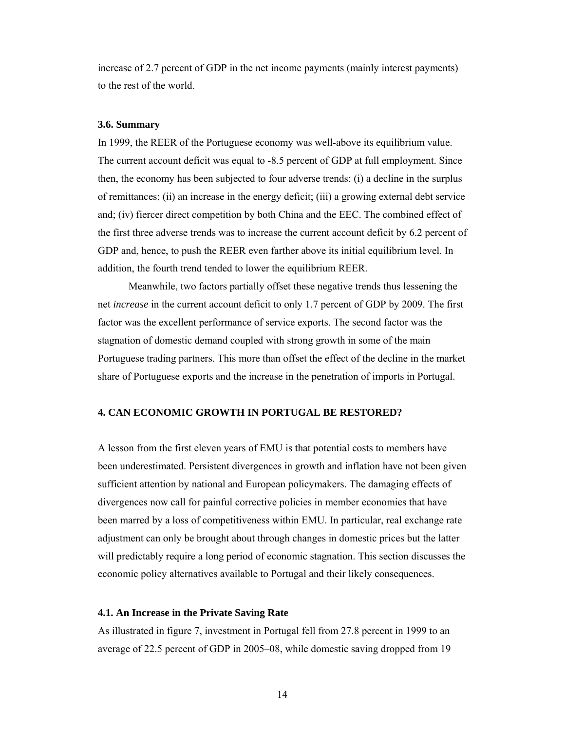increase of 2.7 percent of GDP in the net income payments (mainly interest payments) to the rest of the world.

### 3.6. Summary

In 1999, the REER of the Portuguese economy was well-above its equilibrium value. The current account deficit was equal to -8.5 percent of GDP at full employment. Since then, the economy has been subjected to four adverse trends: (i) a decline in the surplus of remittances; (ii) an increase in the energy deficit; (iii) a growing external debt service and; (iv) fiercer direct competition by both China and the EEC. The combined effect of the first three adverse trends was to increase the current account deficit by 6.2 percent of GDP and, hence, to push the REER even farther above its initial equilibrium level. In addition, the fourth trend tended to lower the equilibrium REER.

Meanwhile, two factors partially offset these negative trends thus lessening the net *increase* in the current account deficit to only 1.7 percent of GDP by 2009. The first factor was the excellent performance of service exports. The second factor was the stagnation of domestic demand coupled with strong growth in some of the main Portuguese trading partners. This more than offset the effect of the decline in the market share of Portuguese exports and the increase in the penetration of imports in Portugal.

## 4. CAN ECONOMIC GROWTH IN PORTUGAL BE RESTORED?

A lesson from the first eleven years of EMU is that potential costs to members have been underestimated. Persistent divergences in growth and inflation have not been given sufficient attention by national and European policymakers. The damaging effects of divergences now call for painful corrective policies in member economies that have been marred by a loss of competitiveness within EMU. In particular, real exchange rate adjustment can only be brought about through changes in domestic prices but the latter will predictably require a long period of economic stagnation. This section discusses the economic policy alternatives available to Portugal and their likely consequences.

### 4.1. An Increase in the Private Saving Rate

As illustrated in figure 7, investment in Portugal fell from 27.8 percent in 1999 to an average of 22.5 percent of GDP in 2005–08, while domestic saving dropped from 19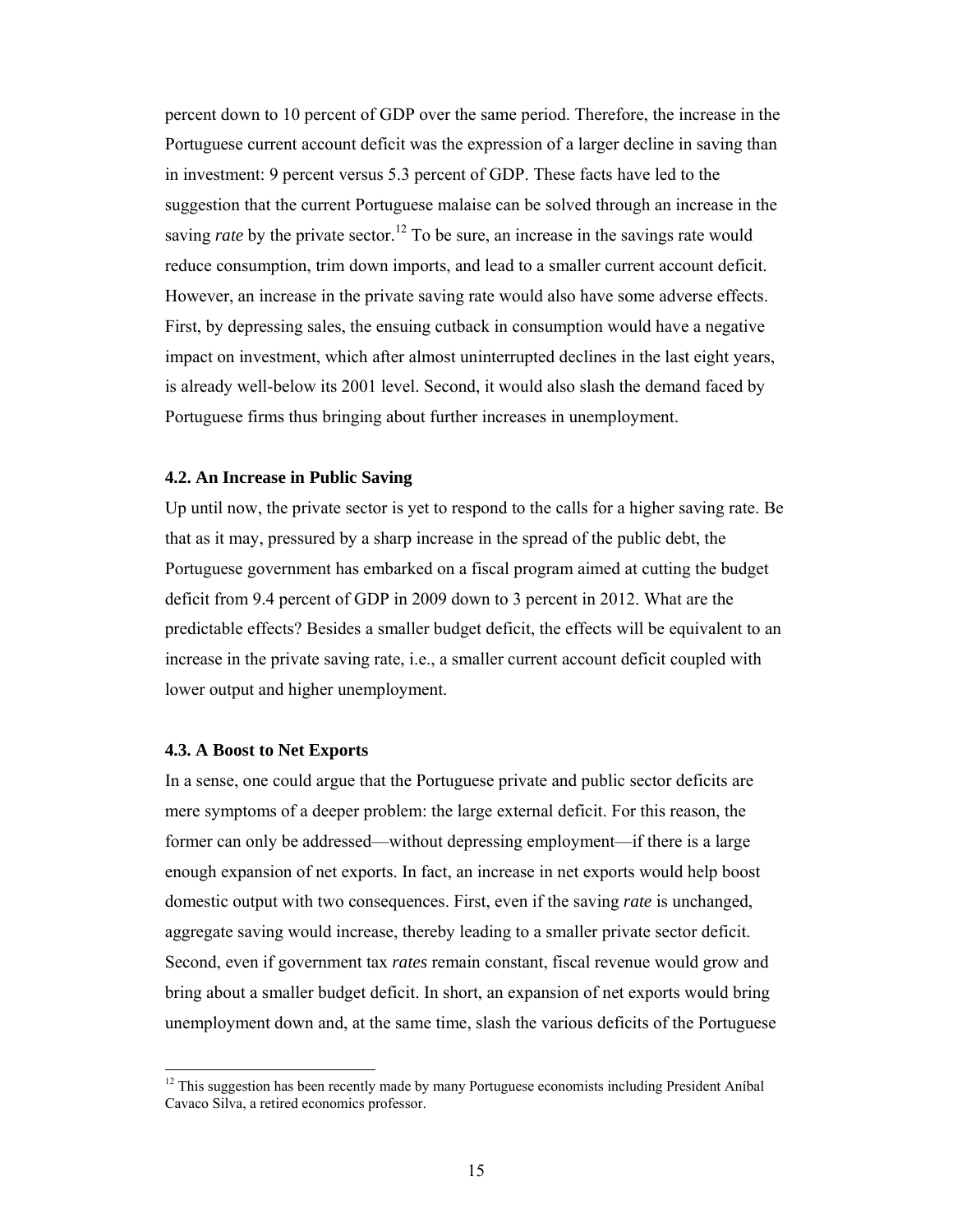percent down to 10 percent of GDP over the same period. Therefore, the increase in the Portuguese current account deficit was the expression of a larger decline in saving than in investment: 9 percent versus 5.3 percent of GDP. These facts have led to the suggestion that the current Portuguese malaise can be solved through an increase in the saving *rate* by the private sector.[12] To be sure, an increase in the savings rate would reduce consumption, trim down imports, and lead to a smaller current account deficit. However, an increase in the private saving rate would also have some adverse effects. First, by depressing sales, the ensuing cutback in consumption would have a negative impact on investment, which after almost uninterrupted declines in the last eight years, is already well-below its 2001 level. Second, it would also slash the demand faced by Portuguese firms thus bringing about further increases in unemployment.

### 4.2. An Increase in Public Saving

Up until now, the private sector is yet to respond to the calls for a higher saving rate. Be that as it may, pressured by a sharp increase in the spread of the public debt, the Portuguese government has embarked on a fiscal program aimed at cutting the budget deficit from 9.4 percent of GDP in 2009 down to 3 percent in 2012. What are the predictable effects? Besides a smaller budget deficit, the effects will be equivalent to an increase in the private saving rate, i.e., a smaller current account deficit coupled with lower output and higher unemployment.

### 4.3. A Boost to Net Exports

In a sense, one could argue that the Portuguese private and public sector deficits are mere symptoms of a deeper problem: the large external deficit. For this reason, the former can only be addressed—without depressing employment—if there is a large enough expansion of net exports. In fact, an increase in net exports would help boost domestic output with two consequences. First, even if the saving *rate* is unchanged, aggregate saving would increase, thereby leading to a smaller private sector deficit. Second, even if government tax *rates* remain constant, fiscal revenue would grow and bring about a smaller budget deficit. In short, an expansion of net exports would bring unemployment down and, at the same time, slash the various deficits of the Portuguese

[12] This suggestion has been recently made by many Portuguese economists including President Aníbal Cavaco Silva, a retired economics professor.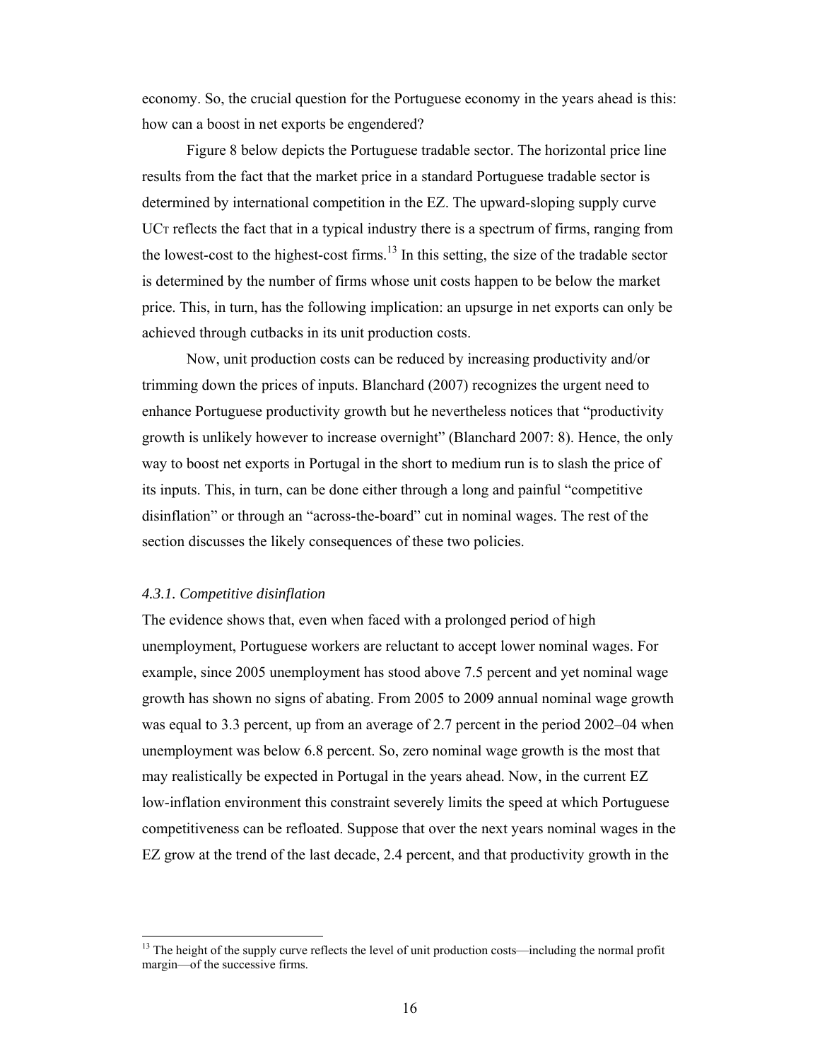economy. So, the crucial question for the Portuguese economy in the years ahead is this: how can a boost in net exports be engendered?

Figure 8 below depicts the Portuguese tradable sector. The horizontal price line results from the fact that the market price in a standard Portuguese tradable sector is determined by international competition in the EZ. The upward-sloping supply curve $UC_T$ reflects the fact that in a typical industry there is a spectrum of firms, ranging from the lowest-cost to the highest-cost firms.[13] In this setting, the size of the tradable sector is determined by the number of firms whose unit costs happen to be below the market price. This, in turn, has the following implication: an upsurge in net exports can only be achieved through cutbacks in its unit production costs.

Now, unit production costs can be reduced by increasing productivity and/or trimming down the prices of inputs. Blanchard (2007) recognizes the urgent need to enhance Portuguese productivity growth but he nevertheless notices that "productivity growth is unlikely however to increase overnight" (Blanchard 2007: 8). Hence, the only way to boost net exports in Portugal in the short to medium run is to slash the price of its inputs. This, in turn, can be done either through a long and painful "competitive disinflation" or through an "across-the-board" cut in nominal wages. The rest of the section discusses the likely consequences of these two policies.

### *4.3.1. Competitive disinflation*

The evidence shows that, even when faced with a prolonged period of high unemployment, Portuguese workers are reluctant to accept lower nominal wages. For example, since 2005 unemployment has stood above 7.5 percent and yet nominal wage growth has shown no signs of abating. From 2005 to 2009 annual nominal wage growth was equal to 3.3 percent, up from an average of 2.7 percent in the period 2002–04 when unemployment was below 6.8 percent. So, zero nominal wage growth is the most that may realistically be expected in Portugal in the years ahead. Now, in the current EZ low-inflation environment this constraint severely limits the speed at which Portuguese competitiveness can be refloated. Suppose that over the next years nominal wages in the EZ grow at the trend of the last decade, 2.4 percent, and that productivity growth in the

---

[13] The height of the supply curve reflects the level of unit production costs—including the normal profit margin—of the successive firms.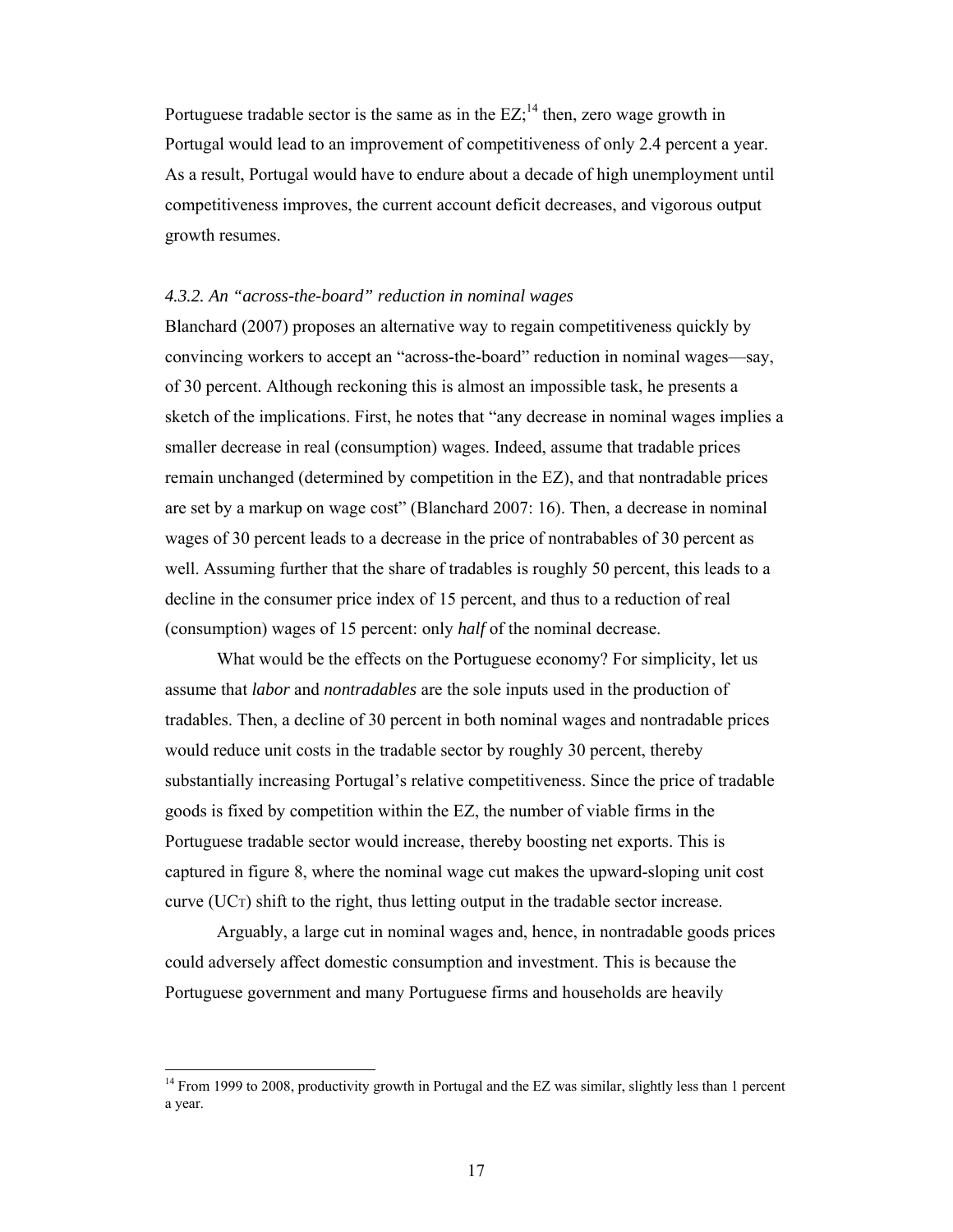Portuguese tradable sector is the same as in the EZ;[14] then, zero wage growth in Portugal would lead to an improvement of competitiveness of only 2.4 percent a year. As a result, Portugal would have to endure about a decade of high unemployment until competitiveness improves, the current account deficit decreases, and vigorous output growth resumes.

### *4.3.2. An "across-the-board" reduction in nominal wages*

Blanchard (2007) proposes an alternative way to regain competitiveness quickly by convincing workers to accept an "across-the-board" reduction in nominal wages—say, of 30 percent. Although reckoning this is almost an impossible task, he presents a sketch of the implications. First, he notes that "any decrease in nominal wages implies a smaller decrease in real (consumption) wages. Indeed, assume that tradable prices remain unchanged (determined by competition in the EZ), and that nontradable prices are set by a markup on wage cost" (Blanchard 2007: 16). Then, a decrease in nominal wages of 30 percent leads to a decrease in the price of nontrabables of 30 percent as well. Assuming further that the share of tradables is roughly 50 percent, this leads to a decline in the consumer price index of 15 percent, and thus to a reduction of real (consumption) wages of 15 percent: only *half* of the nominal decrease.

What would be the effects on the Portuguese economy? For simplicity, let us assume that *labor* and *nontradables* are the sole inputs used in the production of tradables. Then, a decline of 30 percent in both nominal wages and nontradable prices would reduce unit costs in the tradable sector by roughly 30 percent, thereby substantially increasing Portugal's relative competitiveness. Since the price of tradable goods is fixed by competition within the EZ, the number of viable firms in the Portuguese tradable sector would increase, thereby boosting net exports. This is captured in figure 8, where the nominal wage cut makes the upward-sloping unit cost curve ($UC_T$) shift to the right, thus letting output in the tradable sector increase.

Arguably, a large cut in nominal wages and, hence, in nontradable goods prices could adversely affect domestic consumption and investment. This is because the Portuguese government and many Portuguese firms and households are heavily

[14] From 1999 to 2008, productivity growth in Portugal and the EZ was similar, slightly less than 1 percent a year.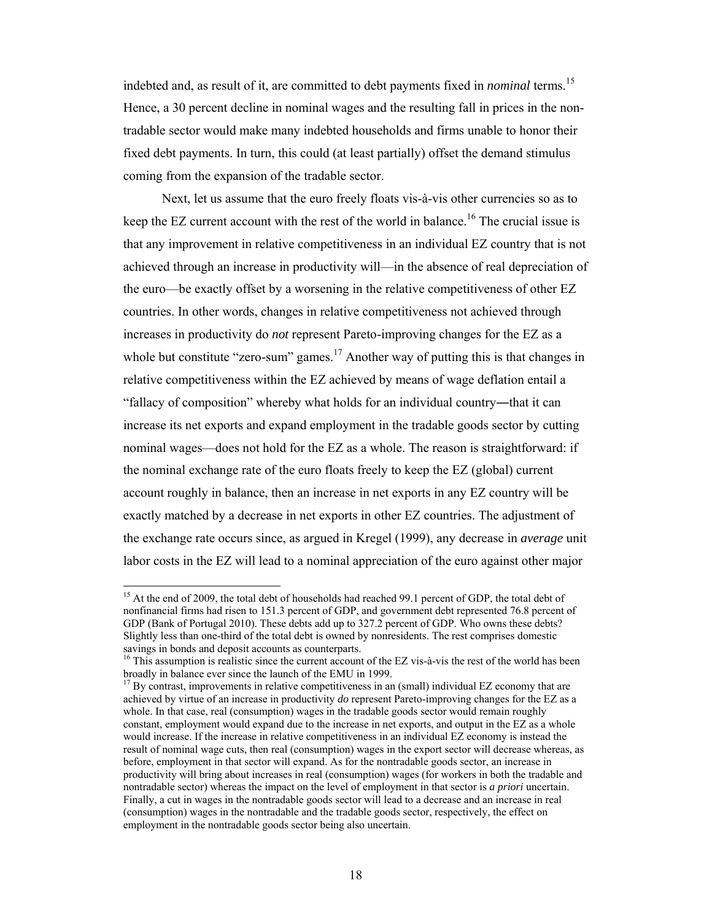indebted and, as result of it, are committed to debt payments fixed in *nominal* terms.[15] Hence, a 30 percent decline in nominal wages and the resulting fall in prices in the non-tradable sector would make many indebted households and firms unable to honor their fixed debt payments. In turn, this could (at least partially) offset the demand stimulus coming from the expansion of the tradable sector.

Next, let us assume that the euro freely floats vis-à-vis other currencies so as to keep the EZ current account with the rest of the world in balance.[16] The crucial issue is that any improvement in relative competitiveness in an individual EZ country that is not achieved through an increase in productivity will—in the absence of real depreciation of the euro—be exactly offset by a worsening in the relative competitiveness of other EZ countries. In other words, changes in relative competitiveness not achieved through increases in productivity do *not* represent Pareto-improving changes for the EZ as a whole but constitute "zero-sum" games.[17] Another way of putting this is that changes in relative competitiveness within the EZ achieved by means of wage deflation entail a "fallacy of composition" whereby what holds for an individual country―that it can increase its net exports and expand employment in the tradable goods sector by cutting nominal wages—does not hold for the EZ as a whole. The reason is straightforward: if the nominal exchange rate of the euro floats freely to keep the EZ (global) current account roughly in balance, then an increase in net exports in any EZ country will be exactly matched by a decrease in net exports in other EZ countries. The adjustment of the exchange rate occurs since, as argued in Kregel (1999), any decrease in *average* unit labor costs in the EZ will lead to a nominal appreciation of the euro against other major

---

[15] At the end of 2009, the total debt of households had reached 99.1 percent of GDP, the total debt of nonfinancial firms had risen to 151.3 percent of GDP, and government debt represented 76.8 percent of GDP (Bank of Portugal 2010). These debts add up to 327.2 percent of GDP. Who owns these debts? Slightly less than one-third of the total debt is owned by nonresidents. The rest comprises domestic savings in bonds and deposit accounts as counterparts.

[16] This assumption is realistic since the current account of the EZ vis-à-vis the rest of the world has been broadly in balance ever since the launch of the EMU in 1999.

[17] By contrast, improvements in relative competitiveness in an (small) individual EZ economy that are achieved by virtue of an increase in productivity *do* represent Pareto-improving changes for the EZ as a whole. In that case, real (consumption) wages in the tradable goods sector would remain roughly constant, employment would expand due to the increase in net exports, and output in the EZ as a whole would increase. If the increase in relative competitiveness in an individual EZ economy is instead the result of nominal wage cuts, then real (consumption) wages in the export sector will decrease whereas, as before, employment in that sector will expand. As for the nontradable goods sector, an increase in productivity will bring about increases in real (consumption) wages (for workers in both the tradable and nontradable sector) whereas the impact on the level of employment in that sector is *a priori* uncertain. Finally, a cut in wages in the nontradable goods sector will lead to a decrease and an increase in real (consumption) wages in the nontradable and the tradable goods sector, respectively, the effect on employment in the nontradable goods sector being also uncertain.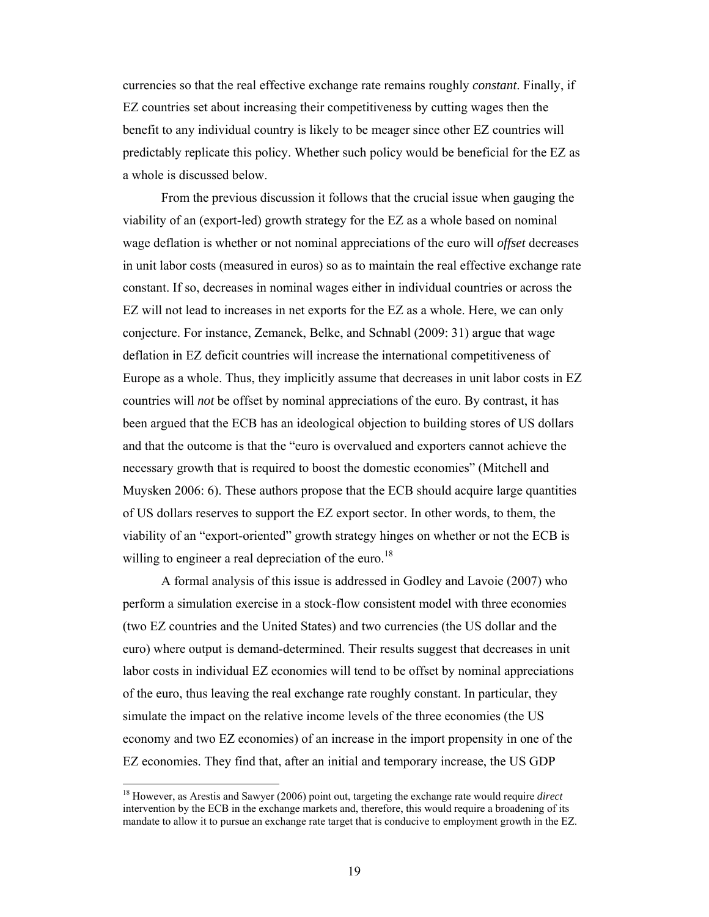currencies so that the real effective exchange rate remains roughly *constant*. Finally, if EZ countries set about increasing their competitiveness by cutting wages then the benefit to any individual country is likely to be meager since other EZ countries will predictably replicate this policy. Whether such policy would be beneficial for the EZ as a whole is discussed below.

From the previous discussion it follows that the crucial issue when gauging the viability of an (export-led) growth strategy for the EZ as a whole based on nominal wage deflation is whether or not nominal appreciations of the euro will *offset* decreases in unit labor costs (measured in euros) so as to maintain the real effective exchange rate constant. If so, decreases in nominal wages either in individual countries or across the EZ will not lead to increases in net exports for the EZ as a whole. Here, we can only conjecture. For instance, Zemanek, Belke, and Schnabl (2009: 31) argue that wage deflation in EZ deficit countries will increase the international competitiveness of Europe as a whole. Thus, they implicitly assume that decreases in unit labor costs in EZ countries will *not* be offset by nominal appreciations of the euro. By contrast, it has been argued that the ECB has an ideological objection to building stores of US dollars and that the outcome is that the "euro is overvalued and exporters cannot achieve the necessary growth that is required to boost the domestic economies" (Mitchell and Muysken 2006: 6). These authors propose that the ECB should acquire large quantities of US dollars reserves to support the EZ export sector. In other words, to them, the viability of an "export-oriented" growth strategy hinges on whether or not the ECB is willing to engineer a real depreciation of the euro.[18]

A formal analysis of this issue is addressed in Godley and Lavoie (2007) who perform a simulation exercise in a stock-flow consistent model with three economies (two EZ countries and the United States) and two currencies (the US dollar and the euro) where output is demand-determined. Their results suggest that decreases in unit labor costs in individual EZ economies will tend to be offset by nominal appreciations of the euro, thus leaving the real exchange rate roughly constant. In particular, they simulate the impact on the relative income levels of the three economies (the US economy and two EZ economies) of an increase in the import propensity in one of the EZ economies. They find that, after an initial and temporary increase, the US GDP

[18] However, as Arestis and Sawyer (2006) point out, targeting the exchange rate would require *direct* intervention by the ECB in the exchange markets and, therefore, this would require a broadening of its mandate to allow it to pursue an exchange rate target that is conducive to employment growth in the EZ.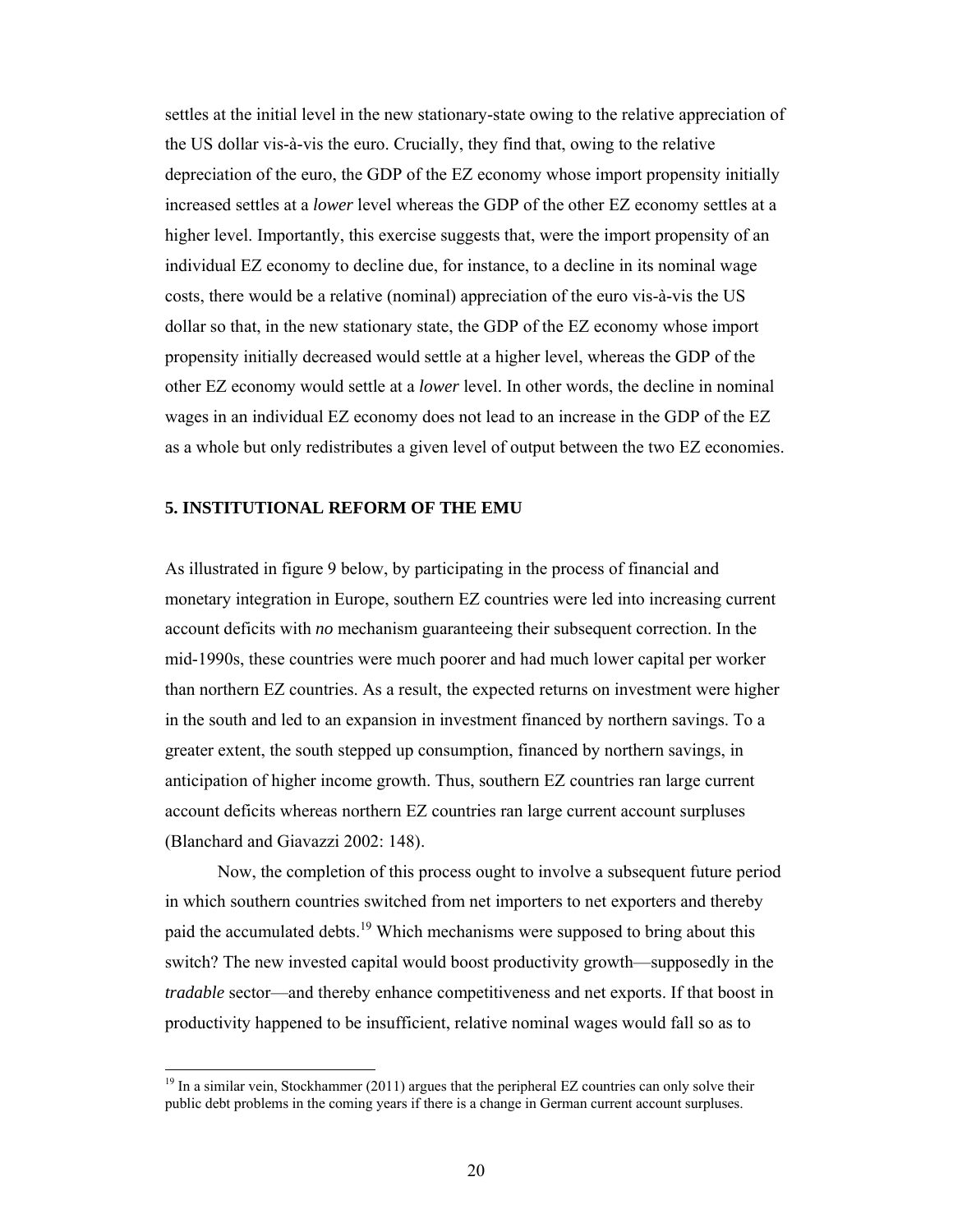settles at the initial level in the new stationary-state owing to the relative appreciation of the US dollar vis-à-vis the euro. Crucially, they find that, owing to the relative depreciation of the euro, the GDP of the EZ economy whose import propensity initially increased settles at a *lower* level whereas the GDP of the other EZ economy settles at a higher level. Importantly, this exercise suggests that, were the import propensity of an individual EZ economy to decline due, for instance, to a decline in its nominal wage costs, there would be a relative (nominal) appreciation of the euro vis-à-vis the US dollar so that, in the new stationary state, the GDP of the EZ economy whose import propensity initially decreased would settle at a higher level, whereas the GDP of the other EZ economy would settle at a *lower* level. In other words, the decline in nominal wages in an individual EZ economy does not lead to an increase in the GDP of the EZ as a whole but only redistributes a given level of output between the two EZ economies.

## 5. INSTITUTIONAL REFORM OF THE EMU

As illustrated in figure 9 below, by participating in the process of financial and monetary integration in Europe, southern EZ countries were led into increasing current account deficits with *no* mechanism guaranteeing their subsequent correction. In the mid-1990s, these countries were much poorer and had much lower capital per worker than northern EZ countries. As a result, the expected returns on investment were higher in the south and led to an expansion in investment financed by northern savings. To a greater extent, the south stepped up consumption, financed by northern savings, in anticipation of higher income growth. Thus, southern EZ countries ran large current account deficits whereas northern EZ countries ran large current account surpluses (Blanchard and Giavazzi 2002: 148).

Now, the completion of this process ought to involve a subsequent future period in which southern countries switched from net importers to net exporters and thereby paid the accumulated debts.[19] Which mechanisms were supposed to bring about this switch? The new invested capital would boost productivity growth—supposedly in the *tradable* sector—and thereby enhance competitiveness and net exports. If that boost in productivity happened to be insufficient, relative nominal wages would fall so as to

[19] In a similar vein, Stockhammer (2011) argues that the peripheral EZ countries can only solve their public debt problems in the coming years if there is a change in German current account surpluses.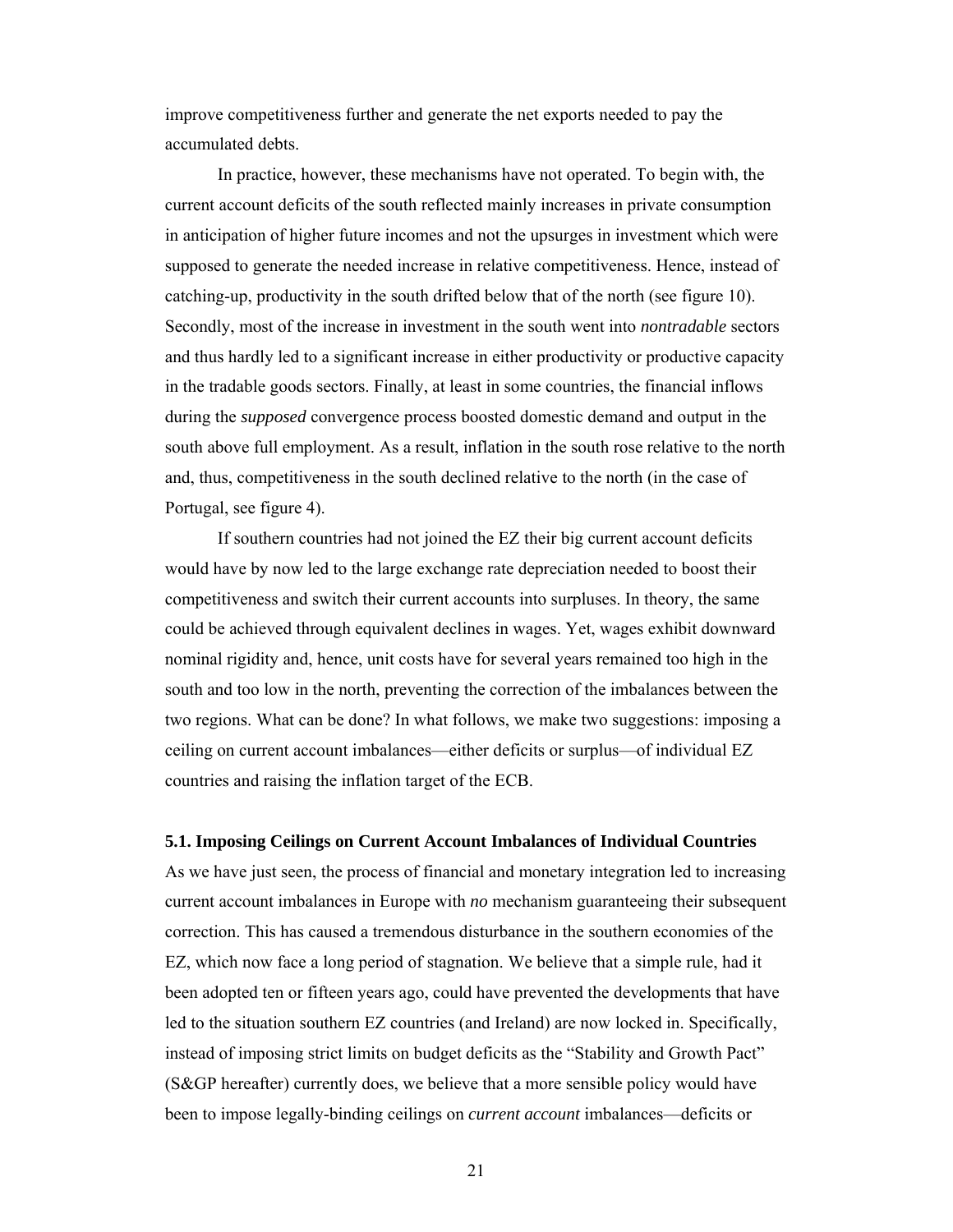improve competitiveness further and generate the net exports needed to pay the accumulated debts.

In practice, however, these mechanisms have not operated. To begin with, the current account deficits of the south reflected mainly increases in private consumption in anticipation of higher future incomes and not the upsurges in investment which were supposed to generate the needed increase in relative competitiveness. Hence, instead of catching-up, productivity in the south drifted below that of the north (see figure 10). Secondly, most of the increase in investment in the south went into *nontradable* sectors and thus hardly led to a significant increase in either productivity or productive capacity in the tradable goods sectors. Finally, at least in some countries, the financial inflows during the *supposed* convergence process boosted domestic demand and output in the south above full employment. As a result, inflation in the south rose relative to the north and, thus, competitiveness in the south declined relative to the north (in the case of Portugal, see figure 4).

If southern countries had not joined the EZ their big current account deficits would have by now led to the large exchange rate depreciation needed to boost their competitiveness and switch their current accounts into surpluses. In theory, the same could be achieved through equivalent declines in wages. Yet, wages exhibit downward nominal rigidity and, hence, unit costs have for several years remained too high in the south and too low in the north, preventing the correction of the imbalances between the two regions. What can be done? In what follows, we make two suggestions: imposing a ceiling on current account imbalances—either deficits or surplus—of individual EZ countries and raising the inflation target of the ECB.

### 5.1. Imposing Ceilings on Current Account Imbalances of Individual Countries

As we have just seen, the process of financial and monetary integration led to increasing current account imbalances in Europe with *no* mechanism guaranteeing their subsequent correction. This has caused a tremendous disturbance in the southern economies of the EZ, which now face a long period of stagnation. We believe that a simple rule, had it been adopted ten or fifteen years ago, could have prevented the developments that have led to the situation southern EZ countries (and Ireland) are now locked in. Specifically, instead of imposing strict limits on budget deficits as the "Stability and Growth Pact" (S&GP hereafter) currently does, we believe that a more sensible policy would have been to impose legally-binding ceilings on *current account* imbalances—deficits or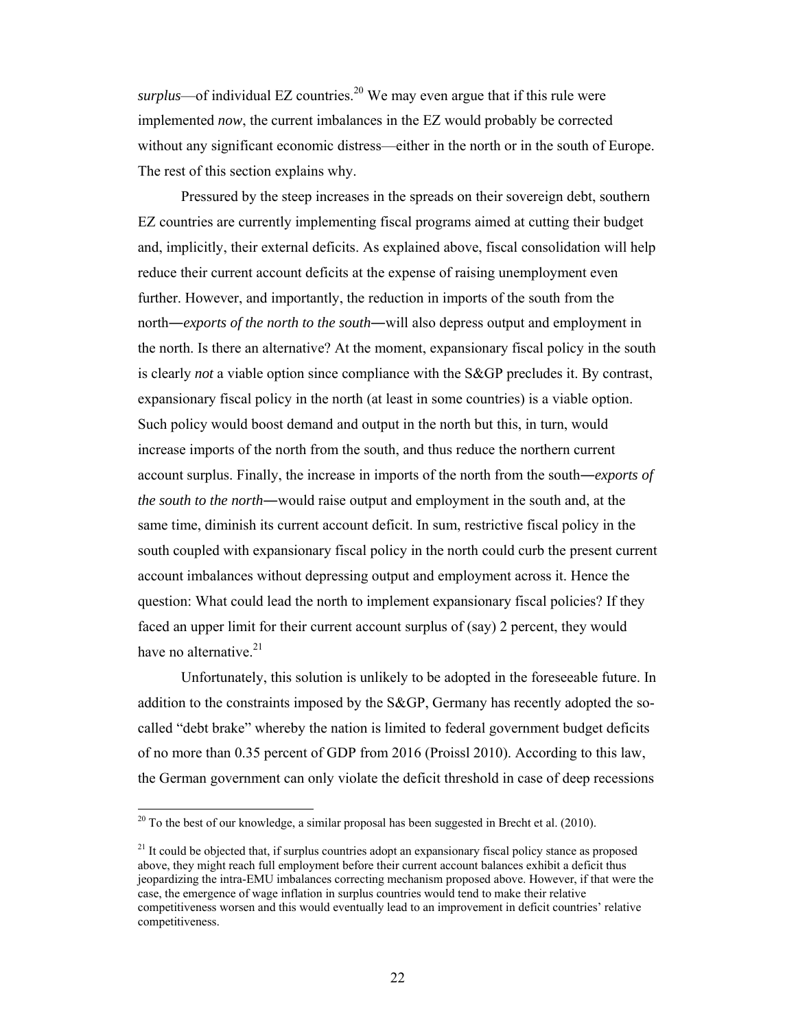*surplus*—of individual EZ countries.[20] We may even argue that if this rule were implemented *now*, the current imbalances in the EZ would probably be corrected without any significant economic distress—either in the north or in the south of Europe. The rest of this section explains why.

Pressured by the steep increases in the spreads on their sovereign debt, southern EZ countries are currently implementing fiscal programs aimed at cutting their budget and, implicitly, their external deficits. As explained above, fiscal consolidation will help reduce their current account deficits at the expense of raising unemployment even further. However, and importantly, the reduction in imports of the south from the north―*exports of the north to the south*―will also depress output and employment in the north. Is there an alternative? At the moment, expansionary fiscal policy in the south is clearly *not* a viable option since compliance with the S&GP precludes it. By contrast, expansionary fiscal policy in the north (at least in some countries) is a viable option. Such policy would boost demand and output in the north but this, in turn, would increase imports of the north from the south, and thus reduce the northern current account surplus. Finally, the increase in imports of the north from the south―*exports of the south to the north*―would raise output and employment in the south and, at the same time, diminish its current account deficit. In sum, restrictive fiscal policy in the south coupled with expansionary fiscal policy in the north could curb the present current account imbalances without depressing output and employment across it. Hence the question: What could lead the north to implement expansionary fiscal policies? If they faced an upper limit for their current account surplus of (say) 2 percent, they would have no alternative.[21]

Unfortunately, this solution is unlikely to be adopted in the foreseeable future. In addition to the constraints imposed by the S&GP, Germany has recently adopted the so-called "debt brake" whereby the nation is limited to federal government budget deficits of no more than 0.35 percent of GDP from 2016 (Proissl 2010). According to this law, the German government can only violate the deficit threshold in case of deep recessions

[20] To the best of our knowledge, a similar proposal has been suggested in Brecht et al. (2010).

[21] It could be objected that, if surplus countries adopt an expansionary fiscal policy stance as proposed above, they might reach full employment before their current account balances exhibit a deficit thus jeopardizing the intra-EMU imbalances correcting mechanism proposed above. However, if that were the case, the emergence of wage inflation in surplus countries would tend to make their relative competitiveness worsen and this would eventually lead to an improvement in deficit countries' relative competitiveness.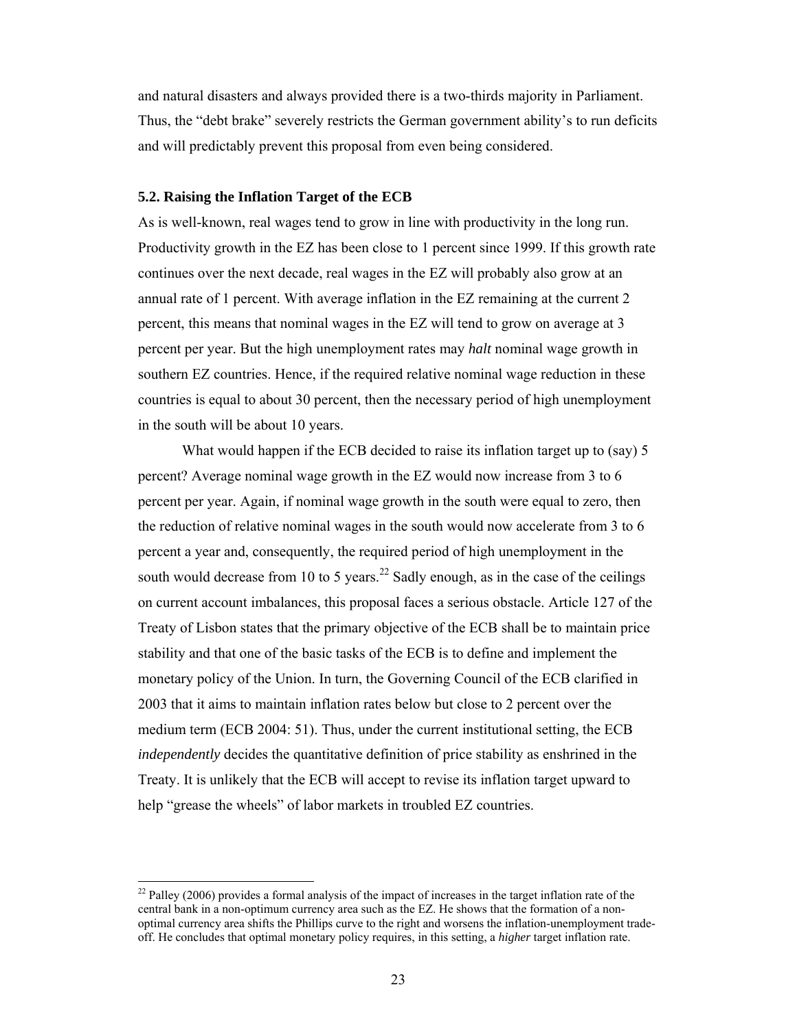and natural disasters and always provided there is a two-thirds majority in Parliament. Thus, the "debt brake" severely restricts the German government ability's to run deficits and will predictably prevent this proposal from even being considered.

### 5.2. Raising the Inflation Target of the ECB

As is well-known, real wages tend to grow in line with productivity in the long run. Productivity growth in the EZ has been close to 1 percent since 1999. If this growth rate continues over the next decade, real wages in the EZ will probably also grow at an annual rate of 1 percent. With average inflation in the EZ remaining at the current 2 percent, this means that nominal wages in the EZ will tend to grow on average at 3 percent per year. But the high unemployment rates may *halt* nominal wage growth in southern EZ countries. Hence, if the required relative nominal wage reduction in these countries is equal to about 30 percent, then the necessary period of high unemployment in the south will be about 10 years.

What would happen if the ECB decided to raise its inflation target up to (say) 5 percent? Average nominal wage growth in the EZ would now increase from 3 to 6 percent per year. Again, if nominal wage growth in the south were equal to zero, then the reduction of relative nominal wages in the south would now accelerate from 3 to 6 percent a year and, consequently, the required period of high unemployment in the south would decrease from 10 to 5 years.[22] Sadly enough, as in the case of the ceilings on current account imbalances, this proposal faces a serious obstacle. Article 127 of the Treaty of Lisbon states that the primary objective of the ECB shall be to maintain price stability and that one of the basic tasks of the ECB is to define and implement the monetary policy of the Union. In turn, the Governing Council of the ECB clarified in 2003 that it aims to maintain inflation rates below but close to 2 percent over the medium term (ECB 2004: 51). Thus, under the current institutional setting, the ECB *independently* decides the quantitative definition of price stability as enshrined in the Treaty. It is unlikely that the ECB will accept to revise its inflation target upward to help "grease the wheels" of labor markets in troubled EZ countries.

---

[22] Palley (2006) provides a formal analysis of the impact of increases in the target inflation rate of the central bank in a non-optimum currency area such as the EZ. He shows that the formation of a non-optimal currency area shifts the Phillips curve to the right and worsens the inflation-unemployment trade-off. He concludes that optimal monetary policy requires, in this setting, a *higher* target inflation rate.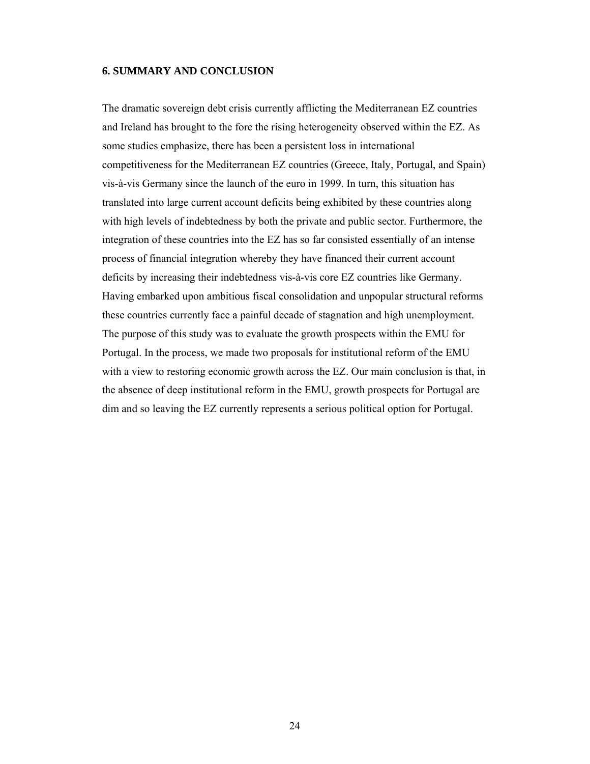## 6. SUMMARY AND CONCLUSION

The dramatic sovereign debt crisis currently afflicting the Mediterranean EZ countries and Ireland has brought to the fore the rising heterogeneity observed within the EZ. As some studies emphasize, there has been a persistent loss in international competitiveness for the Mediterranean EZ countries (Greece, Italy, Portugal, and Spain) vis-à-vis Germany since the launch of the euro in 1999. In turn, this situation has translated into large current account deficits being exhibited by these countries along with high levels of indebtedness by both the private and public sector. Furthermore, the integration of these countries into the EZ has so far consisted essentially of an intense process of financial integration whereby they have financed their current account deficits by increasing their indebtedness vis-à-vis core EZ countries like Germany. Having embarked upon ambitious fiscal consolidation and unpopular structural reforms these countries currently face a painful decade of stagnation and high unemployment. The purpose of this study was to evaluate the growth prospects within the EMU for Portugal. In the process, we made two proposals for institutional reform of the EMU with a view to restoring economic growth across the EZ. Our main conclusion is that, in the absence of deep institutional reform in the EMU, growth prospects for Portugal are dim and so leaving the EZ currently represents a serious political option for Portugal.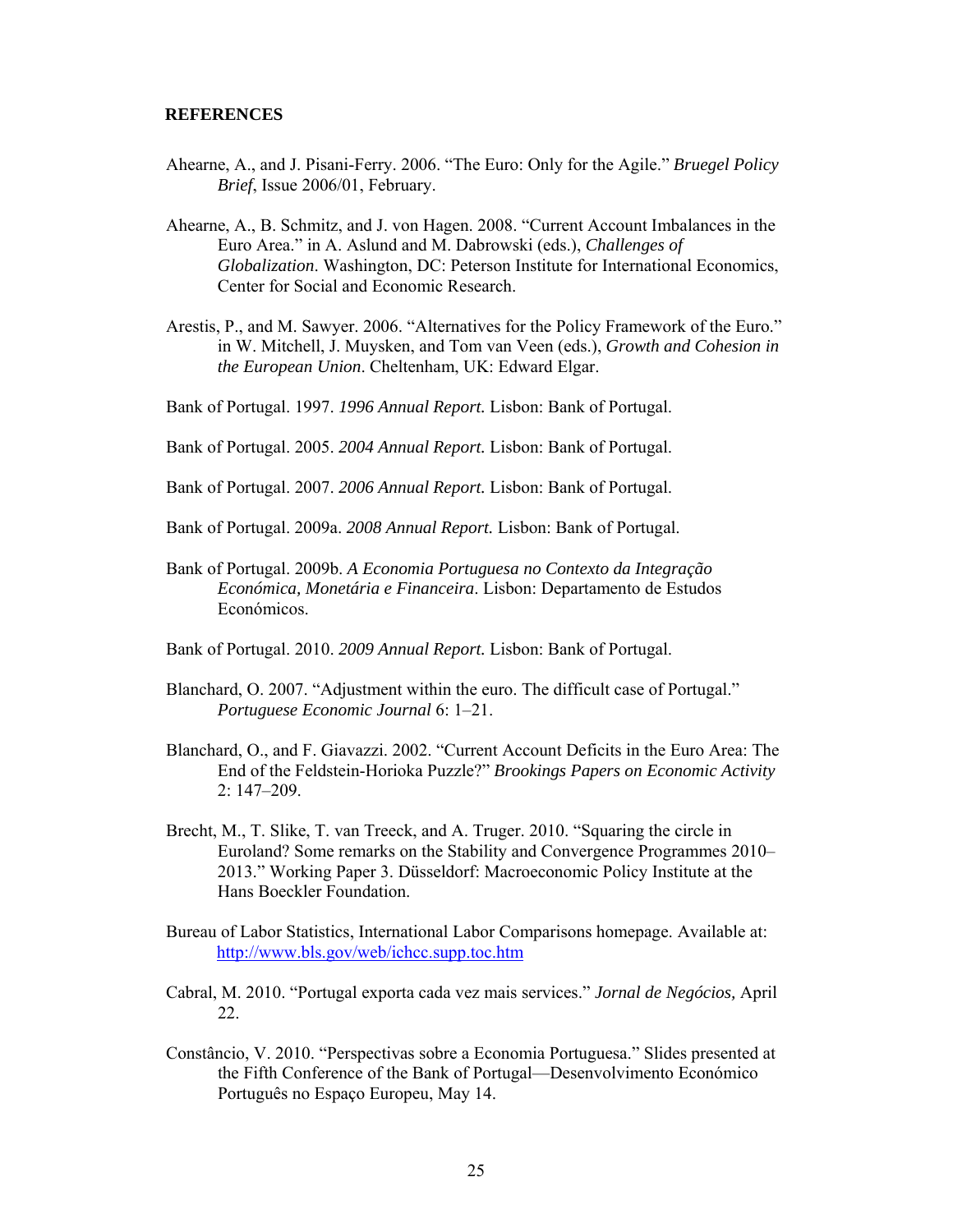## REFERENCES

Ahearne, A., and J. Pisani-Ferry. 2006. "The Euro: Only for the Agile." *Bruegel Policy Brief*, Issue 2006/01, February.

Ahearne, A., B. Schmitz, and J. von Hagen. 2008. "Current Account Imbalances in the Euro Area." in A. Aslund and M. Dabrowski (eds.), *Challenges of Globalization*. Washington, DC: Peterson Institute for International Economics, Center for Social and Economic Research.

Arestis, P., and M. Sawyer. 2006. "Alternatives for the Policy Framework of the Euro." in W. Mitchell, J. Muysken, and Tom van Veen (eds.), *Growth and Cohesion in the European Union*. Cheltenham, UK: Edward Elgar.

Bank of Portugal. 1997. *1996 Annual Report.* Lisbon: Bank of Portugal.

Bank of Portugal. 2005. *2004 Annual Report.* Lisbon: Bank of Portugal.

Bank of Portugal. 2007. *2006 Annual Report.* Lisbon: Bank of Portugal.

Bank of Portugal. 2009a. *2008 Annual Report.* Lisbon: Bank of Portugal.

Bank of Portugal. 2009b. *A Economia Portuguesa no Contexto da Integração Económica, Monetária e Financeira*. Lisbon: Departamento de Estudos Económicos.

Bank of Portugal. 2010. *2009 Annual Report.* Lisbon: Bank of Portugal.

Blanchard, O. 2007. "Adjustment within the euro. The difficult case of Portugal." *Portuguese Economic Journal* 6: 1–21.

Blanchard, O., and F. Giavazzi. 2002. "Current Account Deficits in the Euro Area: The End of the Feldstein-Horioka Puzzle?" *Brookings Papers on Economic Activity* 2: 147–209.

Brecht, M., T. Slike, T. van Treeck, and A. Truger. 2010. "Squaring the circle in Euroland? Some remarks on the Stability and Convergence Programmes 2010–2013." Working Paper 3. Düsseldorf: Macroeconomic Policy Institute at the Hans Boeckler Foundation.

Bureau of Labor Statistics, International Labor Comparisons homepage. Available at: http://www.bls.gov/web/ichcc.supp.toc.htm

Cabral, M. 2010. "Portugal exporta cada vez mais services." *Jornal de Negócios,* April 22.

Constâncio, V. 2010. "Perspectivas sobre a Economia Portuguesa." Slides presented at the Fifth Conference of the Bank of Portugal—Desenvolvimento Económico Português no Espaço Europeu, May 14.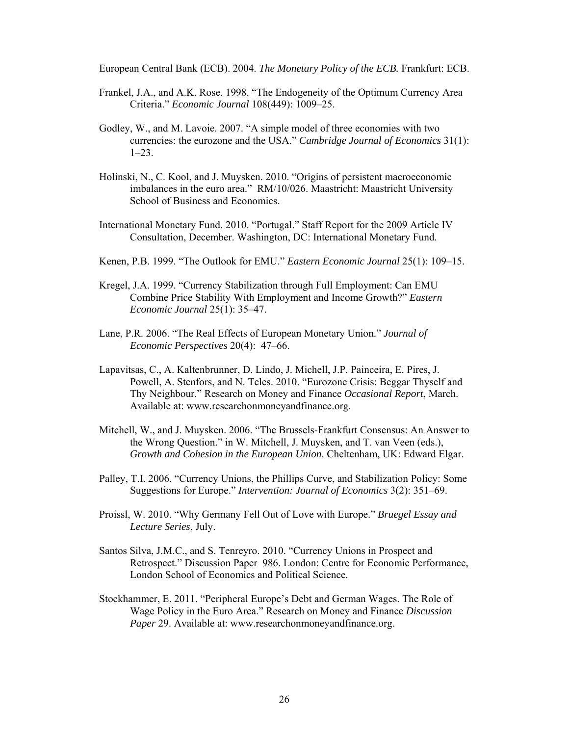European Central Bank (ECB). 2004. *The Monetary Policy of the ECB.* Frankfurt: ECB.

Frankel, J.A., and A.K. Rose. 1998. "The Endogeneity of the Optimum Currency Area Criteria." *Economic Journal* 108(449): 1009–25.

Godley, W., and M. Lavoie. 2007. "A simple model of three economies with two currencies: the eurozone and the USA." *Cambridge Journal of Economics* 31(1): 1–23.

Holinski, N., C. Kool, and J. Muysken. 2010. "Origins of persistent macroeconomic imbalances in the euro area." RM/10/026. Maastricht: Maastricht University School of Business and Economics.

International Monetary Fund. 2010. "Portugal." Staff Report for the 2009 Article IV Consultation, December. Washington, DC: International Monetary Fund.

Kenen, P.B. 1999. "The Outlook for EMU." *Eastern Economic Journal* 25(1): 109–15.

Kregel, J.A. 1999. "Currency Stabilization through Full Employment: Can EMU Combine Price Stability With Employment and Income Growth?" *Eastern Economic Journal* 25(1): 35–47.

Lane, P.R. 2006. "The Real Effects of European Monetary Union." *Journal of Economic Perspectives* 20(4): 47–66.

Lapavitsas, C., A. Kaltenbrunner, D. Lindo, J. Michell, J.P. Painceira, E. Pires, J. Powell, A. Stenfors, and N. Teles. 2010. "Eurozone Crisis: Beggar Thyself and Thy Neighbour." Research on Money and Finance *Occasional Report*, March. Available at: www.researchonmoneyandfinance.org.

Mitchell, W., and J. Muysken. 2006. "The Brussels-Frankfurt Consensus: An Answer to the Wrong Question." in W. Mitchell, J. Muysken, and T. van Veen (eds.), *Growth and Cohesion in the European Union*. Cheltenham, UK: Edward Elgar.

Palley, T.I. 2006. "Currency Unions, the Phillips Curve, and Stabilization Policy: Some Suggestions for Europe." *Intervention: Journal of Economics* 3(2): 351–69.

Proissl, W. 2010. "Why Germany Fell Out of Love with Europe." *Bruegel Essay and Lecture Series*, July.

Santos Silva, J.M.C., and S. Tenreyro. 2010. "Currency Unions in Prospect and Retrospect." Discussion Paper 986. London: Centre for Economic Performance, London School of Economics and Political Science.

Stockhammer, E. 2011. "Peripheral Europe's Debt and German Wages. The Role of Wage Policy in the Euro Area." Research on Money and Finance *Discussion Paper* 29. Available at: www.researchonmoneyandfinance.org.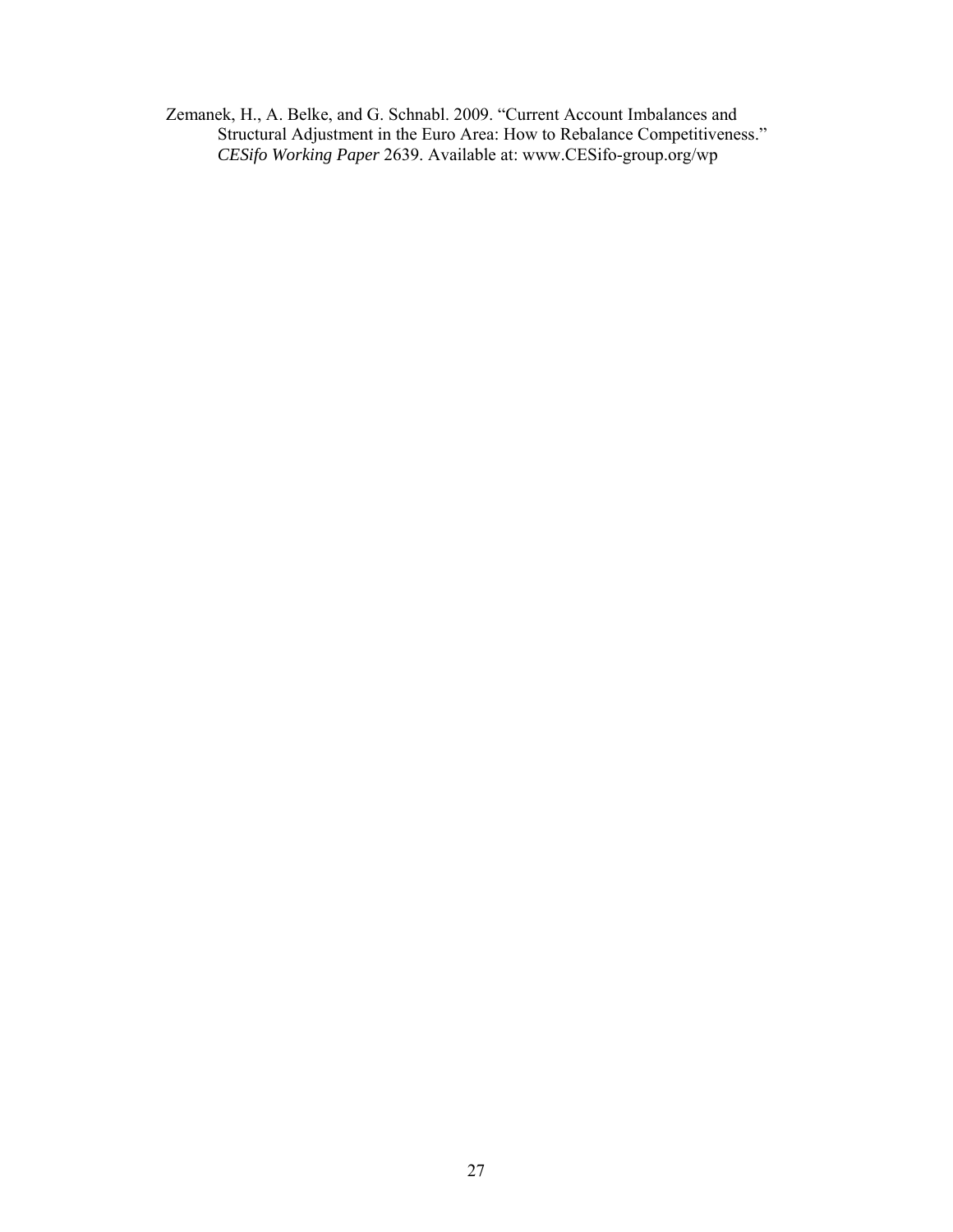Zemanek, H., A. Belke, and G. Schnabl. 2009. "Current Account Imbalances and Structural Adjustment in the Euro Area: How to Rebalance Competitiveness." *CESifo Working Paper* 2639. Available at: www.CESifo-group.org/wp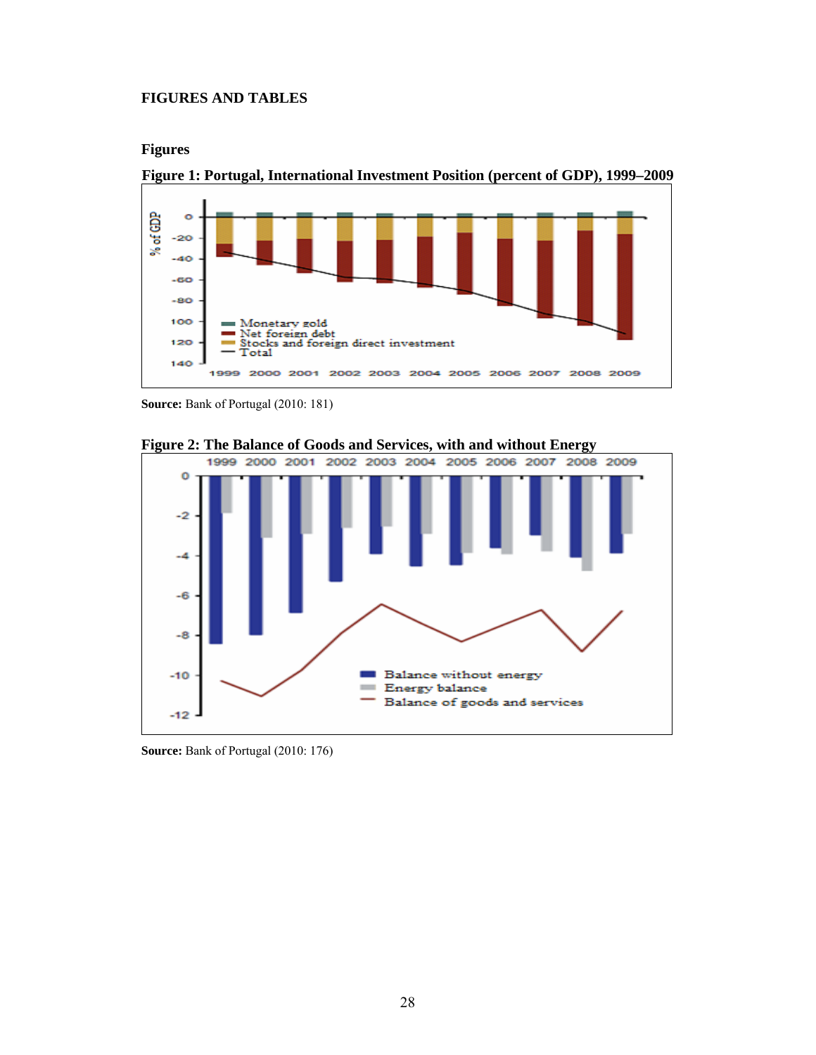## FIGURES AND TABLES

### Figures

**Figure 1: Portugal, International Investment Position (percent of GDP), 1999–2009**

**Source:** Bank of Portugal (2010: 181)

**Figure 2: The Balance of Goods and Services, with and without Energy**

**Source:** Bank of Portugal (2010: 176)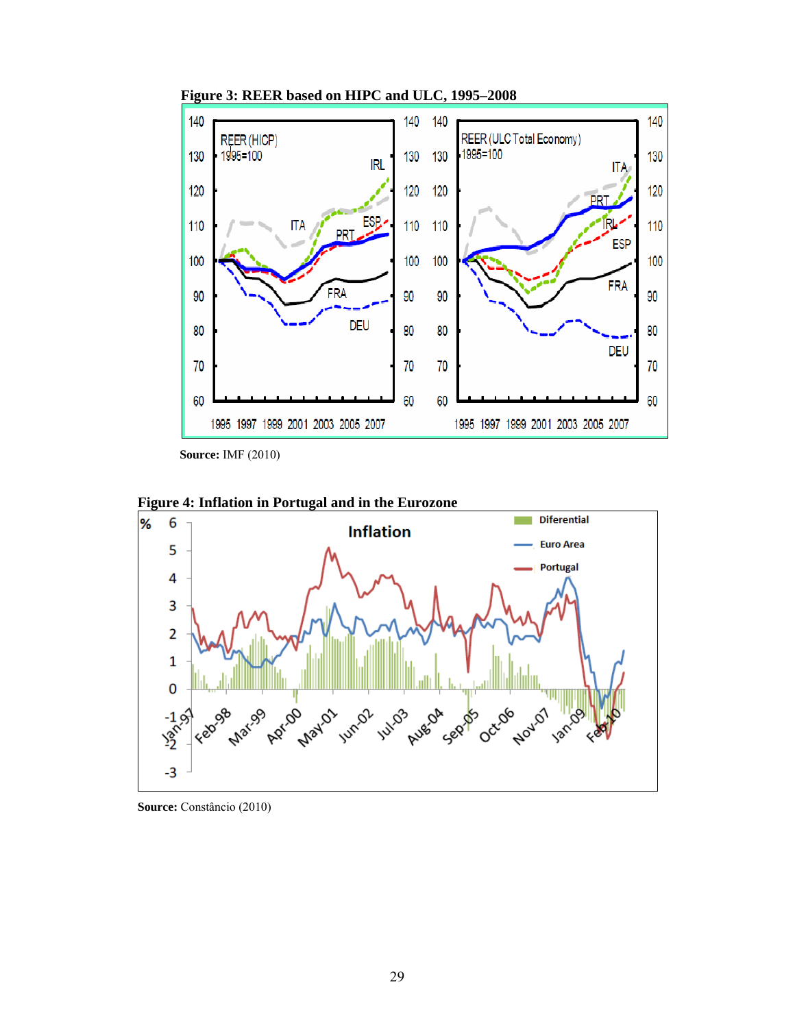**Figure 3: REER based on HIPC and ULC, 1995–2008**

**Source:** IMF (2010)

**Figure 4: Inflation in Portugal and in the Eurozone**

**Source:** Constâncio (2010)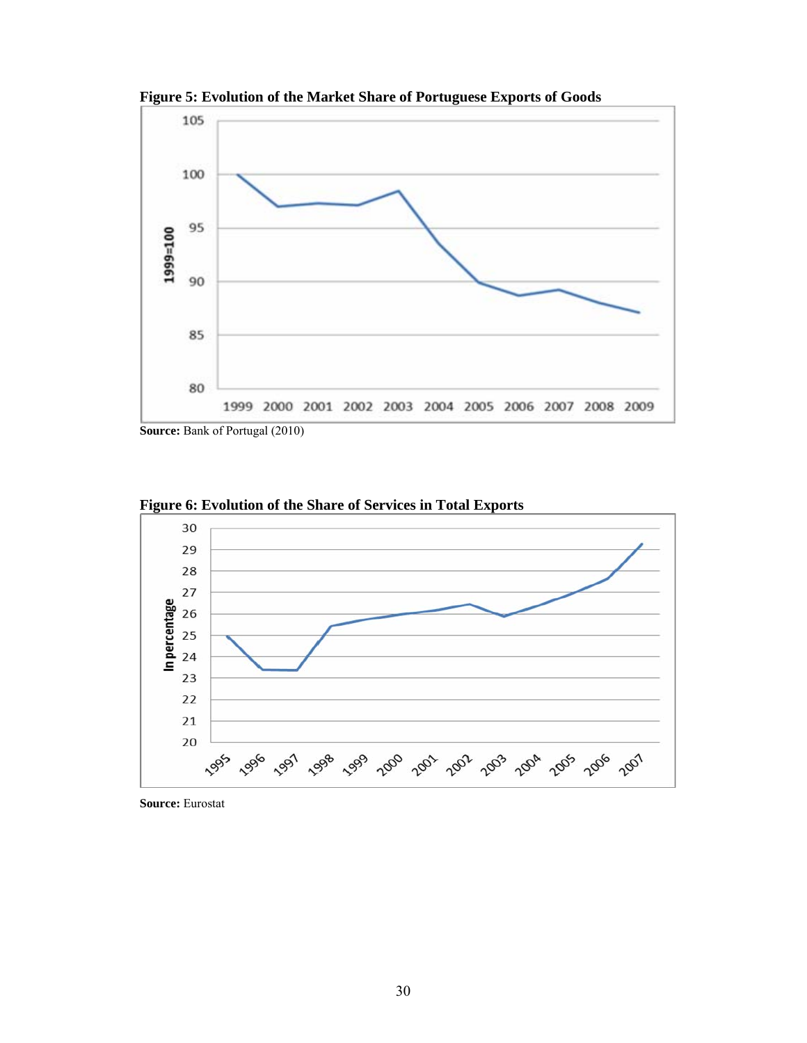**Figure 5: Evolution of the Market Share of Portuguese Exports of Goods**

**Source:** Bank of Portugal (2010)

**Figure 6: Evolution of the Share of Services in Total Exports**

**Source:** Eurostat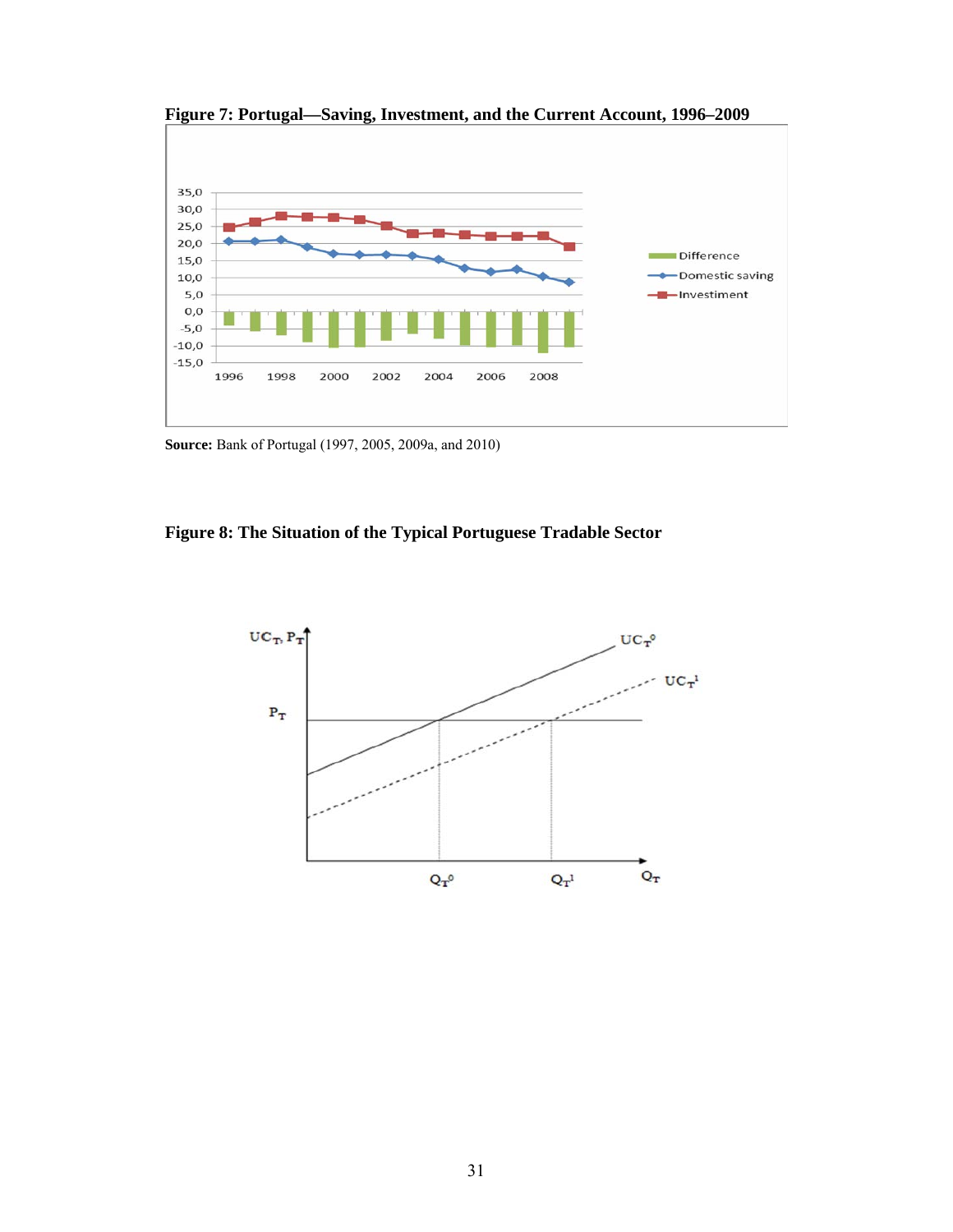**Figure 7: Portugal—Saving, Investment, and the Current Account, 1996–2009**

**Source:** Bank of Portugal (1997, 2005, 2009a, and 2010)

**Figure 8: The Situation of the Typical Portuguese Tradable Sector**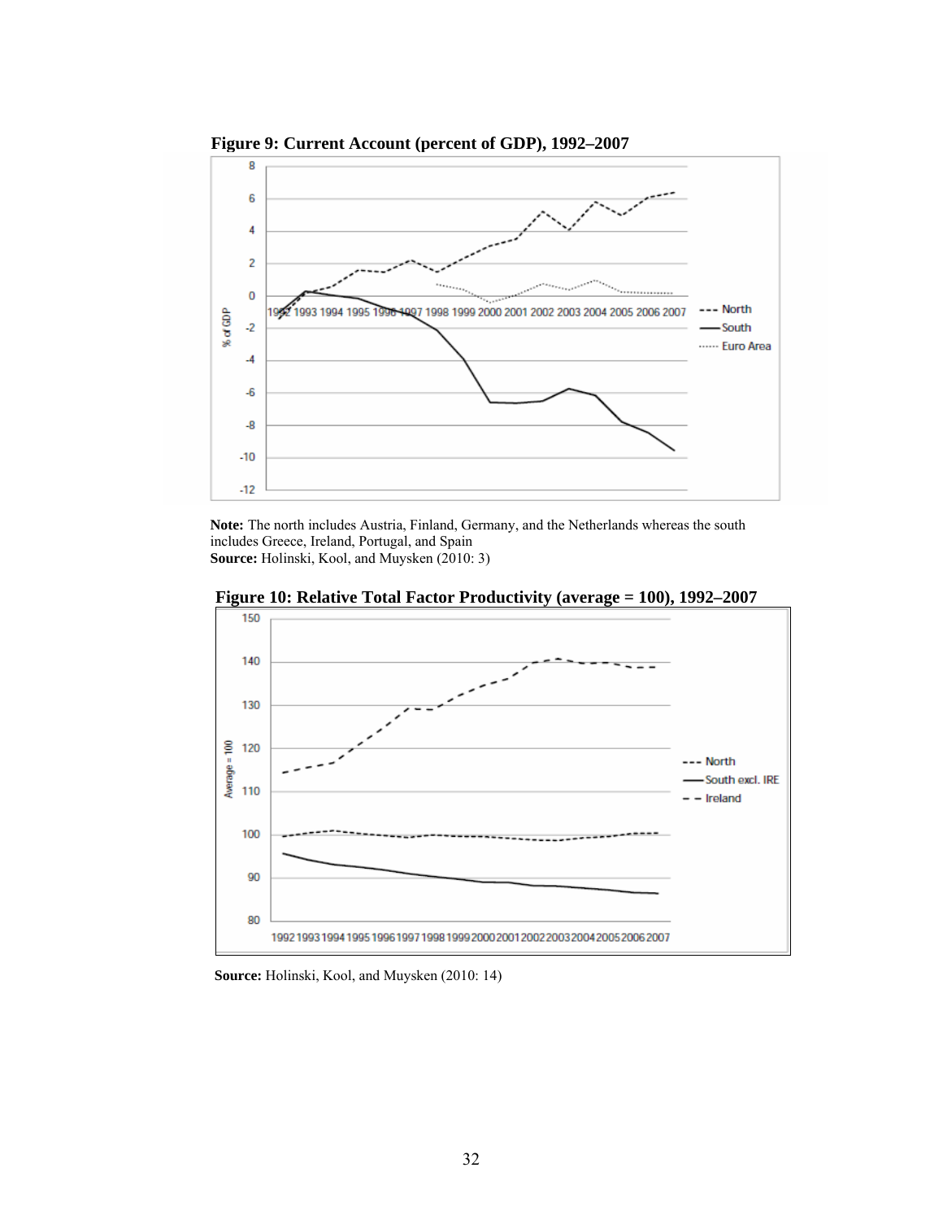**Figure 9: Current Account (percent of GDP), 1992–2007**

**Note:** The north includes Austria, Finland, Germany, and the Netherlands whereas the south includes Greece, Ireland, Portugal, and Spain
**Source:** Holinski, Kool, and Muysken (2010: 3)

**Figure 10: Relative Total Factor Productivity (average = 100), 1992–2007**

**Source:** Holinski, Kool, and Muysken (2010: 14)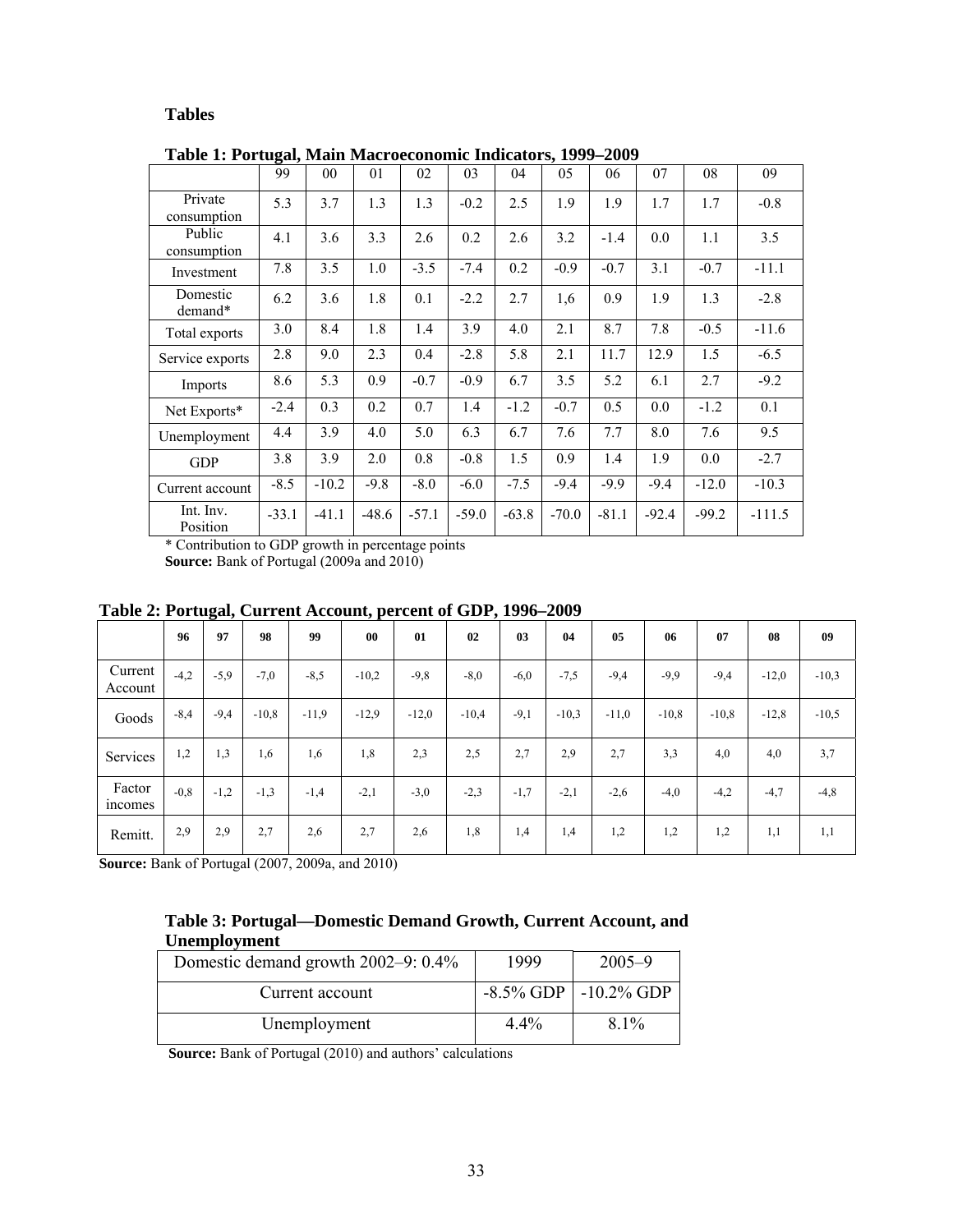**Tables**

**Table 1: Portugal, Main Macroeconomic Indicators, 1999–2009**

| | 99 | 00 | 01 | 02 | 03 | 04 | 05 | 06 | 07 | 08 | 09 |
|---|---|---|---|---|---|---|---|---|---|---|---|
| Private consumption | 5.3 | 3.7 | 1.3 | 1.3 | -0.2 | 2.5 | 1.9 | 1.9 | 1.7 | 1.7 | -0.8 |
| Public consumption | 4.1 | 3.6 | 3.3 | 2.6 | 0.2 | 2.6 | 3.2 | -1.4 | 0.0 | 1.1 | 3.5 |
| Investment | 7.8 | 3.5 | 1.0 | -3.5 | -7.4 | 0.2 | -0.9 | -0.7 | 3.1 | -0.7 | -11.1 |
| Domestic demand* | 6.2 | 3.6 | 1.8 | 0.1 | -2.2 | 2.7 | 1,6 | 0.9 | 1.9 | 1.3 | -2.8 |
| Total exports | 3.0 | 8.4 | 1.8 | 1.4 | 3.9 | 4.0 | 2.1 | 8.7 | 7.8 | -0.5 | -11.6 |
| Service exports | 2.8 | 9.0 | 2.3 | 0.4 | -2.8 | 5.8 | 2.1 | 11.7 | 12.9 | 1.5 | -6.5 |
| Imports | 8.6 | 5.3 | 0.9 | -0.7 | -0.9 | 6.7 | 3.5 | 5.2 | 6.1 | 2.7 | -9.2 |
| Net Exports* | -2.4 | 0.3 | 0.2 | 0.7 | 1.4 | -1.2 | -0.7 | 0.5 | 0.0 | -1.2 | 0.1 |
| Unemployment | 4.4 | 3.9 | 4.0 | 5.0 | 6.3 | 6.7 | 7.6 | 7.7 | 8.0 | 7.6 | 9.5 |
| GDP | 3.8 | 3.9 | 2.0 | 0.8 | -0.8 | 1.5 | 0.9 | 1.4 | 1.9 | 0.0 | -2.7 |
| Current account | -8.5 | -10.2 | -9.8 | -8.0 | -6.0 | -7.5 | -9.4 | -9.9 | -9.4 | -12.0 | -10.3 |
| Int. Inv. Position | -33.1 | -41.1 | -48.6 | -57.1 | -59.0 | -63.8 | -70.0 | -81.1 | -92.4 | -99.2 | -111.5 |

\* Contribution to GDP growth in percentage points
**Source:** Bank of Portugal (2009a and 2010)

**Table 2: Portugal, Current Account, percent of GDP, 1996–2009**

| | 96 | 97 | 98 | 99 | 00 | 01 | 02 | 03 | 04 | 05 | 06 | 07 | 08 | 09 |
|---|---|---|---|---|---|---|---|---|---|---|---|---|---|---|
| Current Account | -4,2 | -5,9 | -7,0 | -8,5 | -10,2 | -9,8 | -8,0 | -6,0 | -7,5 | -9,4 | -9,9 | -9,4 | -12,0 | -10,3 |
| Goods | -8,4 | -9,4 | -10,8 | -11,9 | -12,9 | -12,0 | -10,4 | -9,1 | -10,3 | -11,0 | -10,8 | -10,8 | -12,8 | -10,5 |
| Services | 1,2 | 1,3 | 1,6 | 1,6 | 1,8 | 2,3 | 2,5 | 2,7 | 2,9 | 2,7 | 3,3 | 4,0 | 4,0 | 3,7 |
| Factor incomes | -0,8 | -1,2 | -1,3 | -1,4 | -2,1 | -3,0 | -2,3 | -1,7 | -2,1 | -2,6 | -4,0 | -4,2 | -4,7 | -4,8 |
| Remitt. | 2,9 | 2,9 | 2,7 | 2,6 | 2,7 | 2,6 | 1,8 | 1,4 | 1,4 | 1,2 | 1,2 | 1,2 | 1,1 | 1,1 |

**Source:** Bank of Portugal (2007, 2009a, and 2010)

**Table 3: Portugal—Domestic Demand Growth, Current Account, and Unemployment**

| Domestic demand growth 2002–9: 0.4% | 1999 | 2005–9 |
|---|---|---|
| Current account | -8.5% GDP | -10.2% GDP |
| Unemployment | 4.4% | 8.1% |

**Source:** Bank of Portugal (2010) and authors' calculations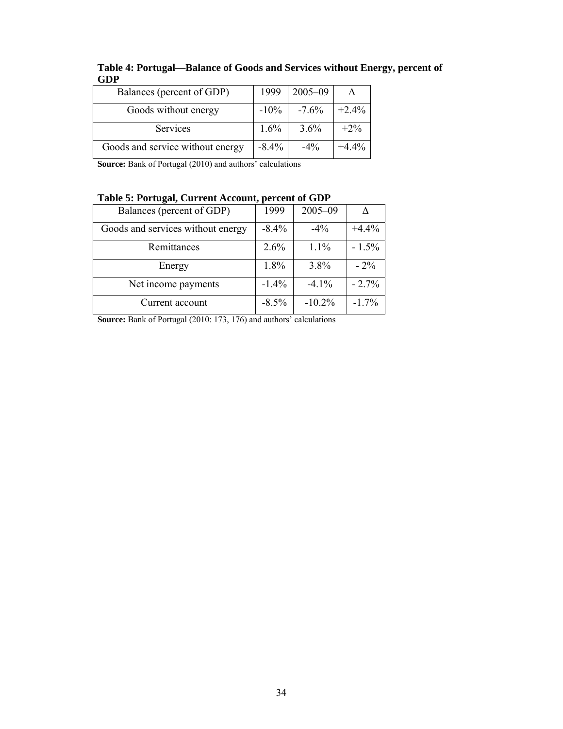**Table 4: Portugal—Balance of Goods and Services without Energy, percent of GDP**

| Balances (percent of GDP) | 1999 | 2005–09 | Δ |
|---|---|---|---|
| Goods without energy | -10% | -7.6% | +2.4% |
| Services | 1.6% | 3.6% | +2% |
| Goods and service without energy | -8.4% | -4% | +4.4% |

**Source:** Bank of Portugal (2010) and authors' calculations

**Table 5: Portugal, Current Account, percent of GDP**

| Balances (percent of GDP) | 1999 | 2005–09 | Δ |
|---|---|---|---|
| Goods and services without energy | -8.4% | -4% | +4.4% |
| Remittances | 2.6% | 1.1% | - 1.5% |
| Energy | 1.8% | 3.8% | - 2% |
| Net income payments | -1.4% | -4.1% | - 2.7% |
| Current account | -8.5% | -10.2% | -1.7% |

**Source:** Bank of Portugal (2010: 173, 176) and authors' calculations